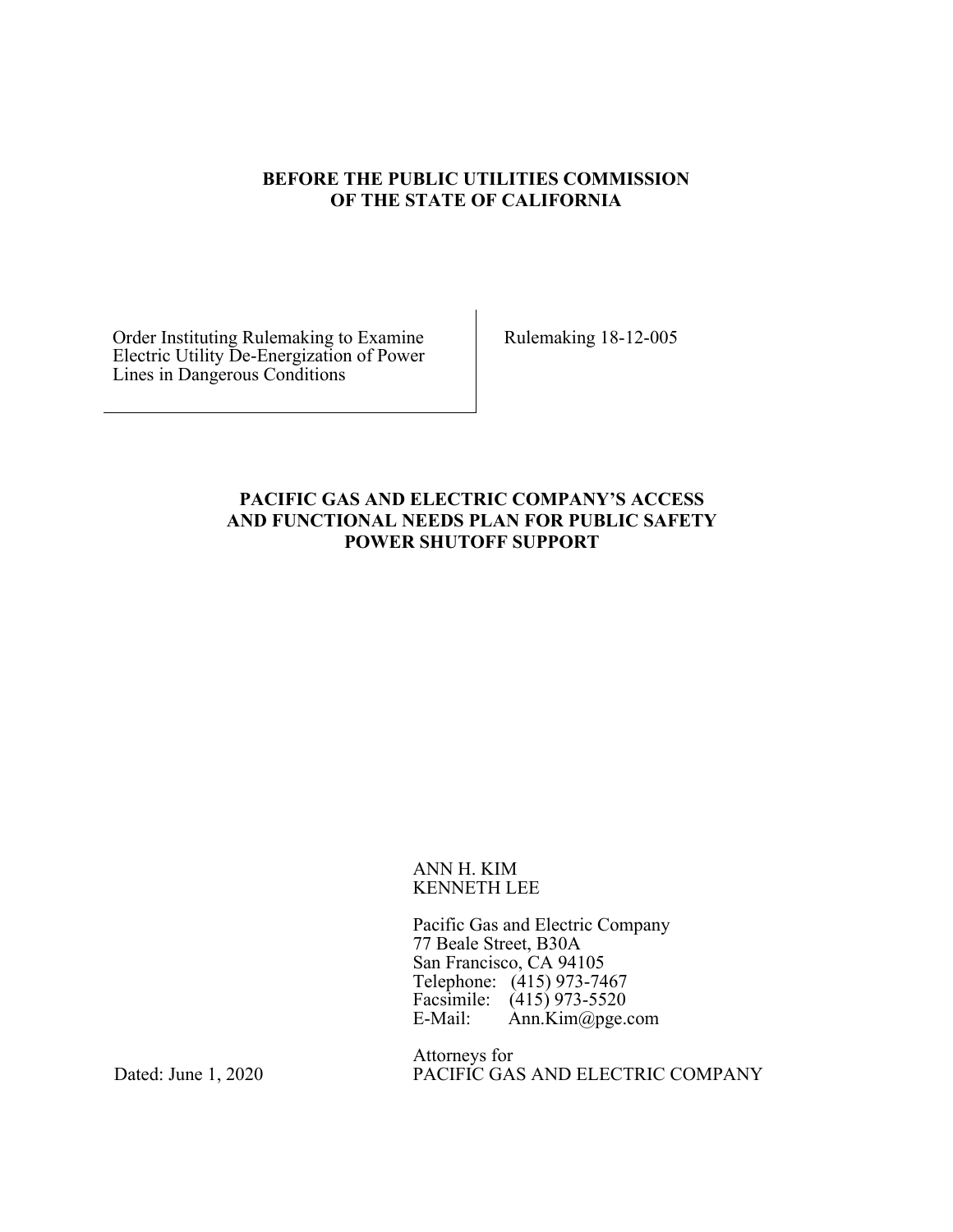**BEFORE THE PUBLIC UTILITIES COMMISSION OF THE STATE OF CALIFORNIA**

| | |
|---|---|
| Order Instituting Rulemaking to Examine Electric Utility De-Energization of Power Lines in Dangerous Conditions | Rulemaking 18-12-005 |

**PACIFIC GAS AND ELECTRIC COMPANY'S ACCESS AND FUNCTIONAL NEEDS PLAN FOR PUBLIC SAFETY POWER SHUTOFF SUPPORT**

ANN H. KIM
KENNETH LEE

Pacific Gas and Electric Company
77 Beale Street, B30A
San Francisco, CA 94105
Telephone: (415) 973-7467
Facsimile: (415) 973-5520
E-Mail: Ann.Kim@pge.com

Attorneys for
PACIFIC GAS AND ELECTRIC COMPANY

Dated: June 1, 2020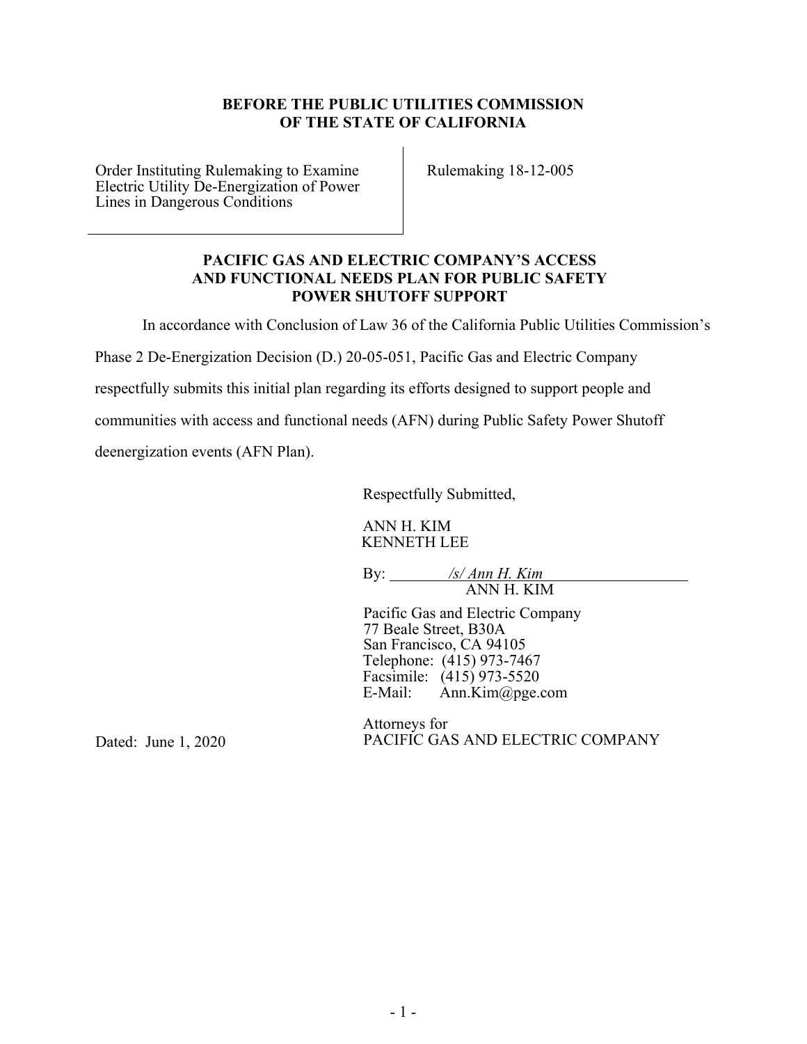**BEFORE THE PUBLIC UTILITIES COMMISSION**
**OF THE STATE OF CALIFORNIA**

| Order Instituting Rulemaking to Examine Electric Utility De-Energization of Power Lines in Dangerous Conditions | Rulemaking 18-12-005 |
|---|---|

**PACIFIC GAS AND ELECTRIC COMPANY'S ACCESS AND FUNCTIONAL NEEDS PLAN FOR PUBLIC SAFETY POWER SHUTOFF SUPPORT**

In accordance with Conclusion of Law 36 of the California Public Utilities Commission's Phase 2 De-Energization Decision (D.) 20-05-051, Pacific Gas and Electric Company respectfully submits this initial plan regarding its efforts designed to support people and communities with access and functional needs (AFN) during Public Safety Power Shutoff deenergization events (AFN Plan).

Respectfully Submitted,

ANN H. KIM
KENNETH LEE

By: */s/ Ann H. Kim*
ANN H. KIM

Pacific Gas and Electric Company
77 Beale Street, B30A
San Francisco, CA 94105
Telephone: (415) 973-7467
Facsimile: (415) 973-5520
E-Mail: Ann.Kim@pge.com

Attorneys for
PACIFIC GAS AND ELECTRIC COMPANY

Dated: June 1, 2020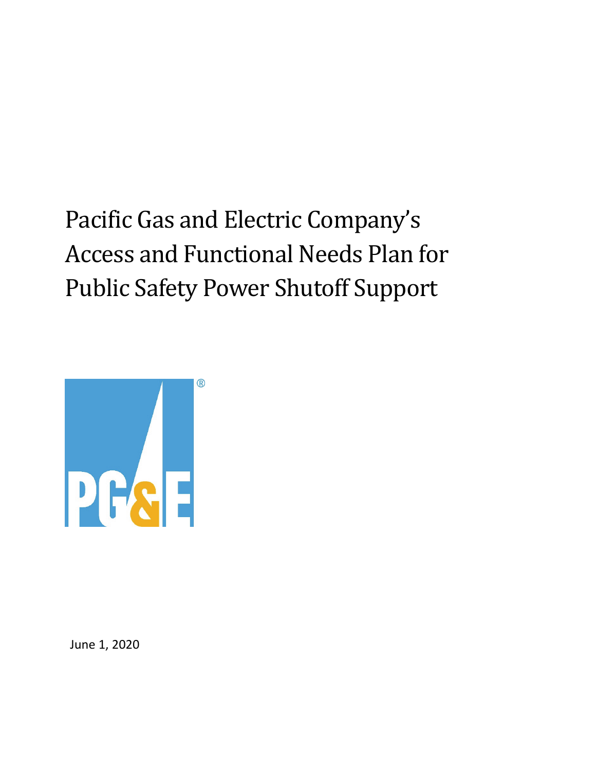# Pacific Gas and Electric Company's Access and Functional Needs Plan for Public Safety Power Shutoff Support

June 1, 2020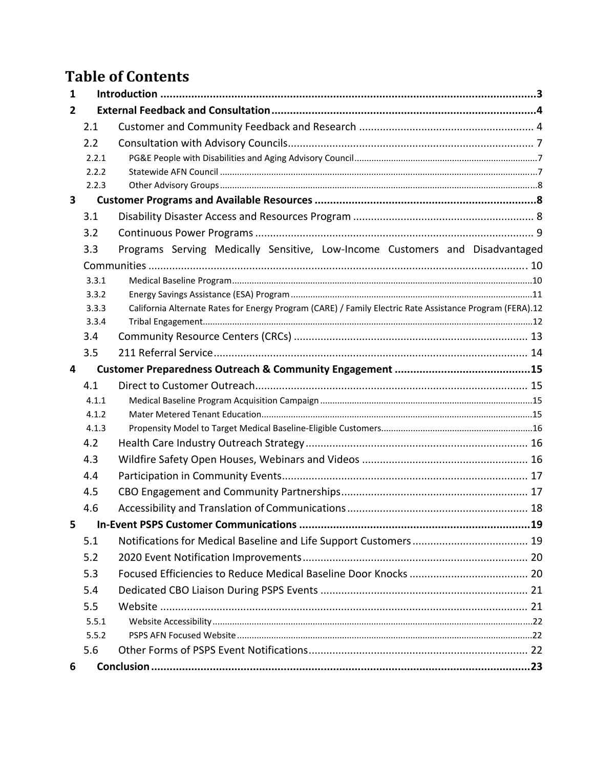# Table of Contents

1 Introduction ........................................................................................................................3

2 External Feedback and Consultation.....................................................................................4

- 2.1 Customer and Community Feedback and Research .......................................................... 4
- 2.2 Consultation with Advisory Councils................................................................................. 7
  - 2.2.1 PG&E People with Disabilities and Aging Advisory Council...........................................................................7
  - 2.2.2 Statewide AFN Council ...............................................................................................................................7
  - 2.2.3 Other Advisory Groups...............................................................................................................................8

3 Customer Programs and Available Resources .......................................................................8

- 3.1 Disability Disaster Access and Resources Program ............................................................ 8
- 3.2 Continuous Power Programs ............................................................................................. 9
- 3.3 Programs Serving Medically Sensitive, Low-Income Customers and Disadvantaged Communities ............................................................................................................... 10
  - 3.3.1 Medical Baseline Program.........................................................................................................................10
  - 3.3.2 Energy Savings Assistance (ESA) Program .................................................................................................11
  - 3.3.3 California Alternate Rates for Energy Program (CARE) / Family Electric Rate Assistance Program (FERA).12
  - 3.3.4 Tribal Engagement....................................................................................................................................12
- 3.4 Community Resource Centers (CRCs) ............................................................................. 13
- 3.5 211 Referral Service......................................................................................................... 14

4 Customer Preparedness Outreach & Community Engagement ............................................15

- 4.1 Direct to Customer Outreach........................................................................................... 15
  - 4.1.1 Medical Baseline Program Acquisition Campaign ......................................................................................15
  - 4.1.2 Mater Metered Tenant Education.............................................................................................................15
  - 4.1.3 Propensity Model to Target Medical Baseline-Eligible Customers.............................................................16
- 4.2 Health Care Industry Outreach Strategy .......................................................................... 16
- 4.3 Wildfire Safety Open Houses, Webinars and Videos ....................................................... 16
- 4.4 Participation in Community Events.................................................................................. 17
- 4.5 CBO Engagement and Community Partnerships.............................................................. 17
- 4.6 Accessibility and Translation of Communications ............................................................ 18

5 In-Event PSPS Customer Communications ...........................................................................19

- 5.1 Notifications for Medical Baseline and Life Support Customers ....................................... 19
- 5.2 2020 Event Notification Improvements........................................................................... 20
- 5.3 Focused Efficiencies to Reduce Medical Baseline Door Knocks ........................................ 20
- 5.4 Dedicated CBO Liaison During PSPS Events ..................................................................... 21
- 5.5 Website ........................................................................................................................... 21
  - 5.5.1 Website Accessibility ................................................................................................................................22
  - 5.5.2 PSPS AFN Focused Website .......................................................................................................................22
- 5.6 Other Forms of PSPS Event Notifications.......................................................................... 22

6 Conclusion ..........................................................................................................................23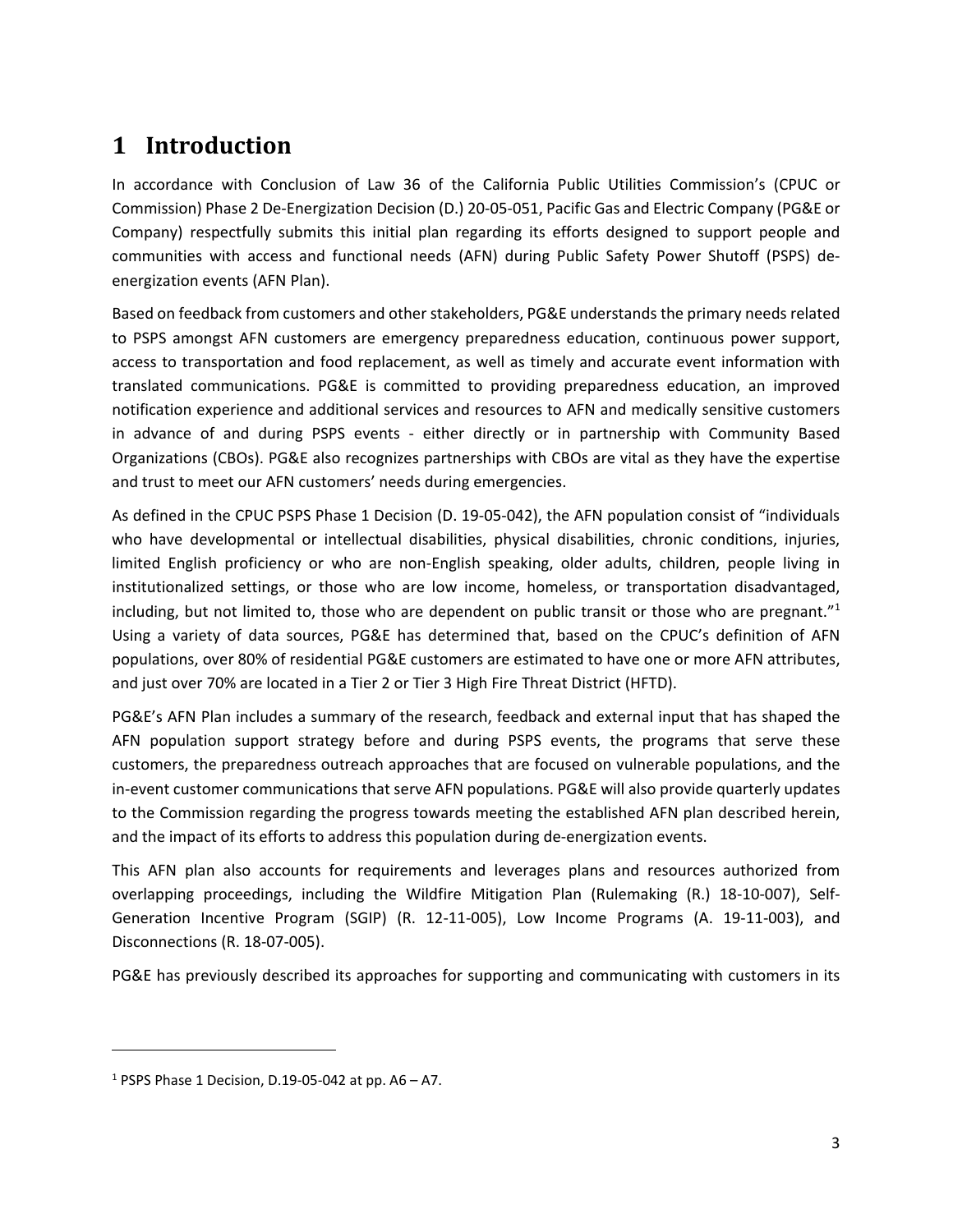# 1 Introduction

In accordance with Conclusion of Law 36 of the California Public Utilities Commission's (CPUC or Commission) Phase 2 De-Energization Decision (D.) 20-05-051, Pacific Gas and Electric Company (PG&E or Company) respectfully submits this initial plan regarding its efforts designed to support people and communities with access and functional needs (AFN) during Public Safety Power Shutoff (PSPS) de-energization events (AFN Plan).

Based on feedback from customers and other stakeholders, PG&E understands the primary needs related to PSPS amongst AFN customers are emergency preparedness education, continuous power support, access to transportation and food replacement, as well as timely and accurate event information with translated communications. PG&E is committed to providing preparedness education, an improved notification experience and additional services and resources to AFN and medically sensitive customers in advance of and during PSPS events - either directly or in partnership with Community Based Organizations (CBOs). PG&E also recognizes partnerships with CBOs are vital as they have the expertise and trust to meet our AFN customers' needs during emergencies.

As defined in the CPUC PSPS Phase 1 Decision (D. 19-05-042), the AFN population consist of "individuals who have developmental or intellectual disabilities, physical disabilities, chronic conditions, injuries, limited English proficiency or who are non-English speaking, older adults, children, people living in institutionalized settings, or those who are low income, homeless, or transportation disadvantaged, including, but not limited to, those who are dependent on public transit or those who are pregnant."[1] Using a variety of data sources, PG&E has determined that, based on the CPUC's definition of AFN populations, over 80% of residential PG&E customers are estimated to have one or more AFN attributes, and just over 70% are located in a Tier 2 or Tier 3 High Fire Threat District (HFTD).

PG&E's AFN Plan includes a summary of the research, feedback and external input that has shaped the AFN population support strategy before and during PSPS events, the programs that serve these customers, the preparedness outreach approaches that are focused on vulnerable populations, and the in-event customer communications that serve AFN populations. PG&E will also provide quarterly updates to the Commission regarding the progress towards meeting the established AFN plan described herein, and the impact of its efforts to address this population during de-energization events.

This AFN plan also accounts for requirements and leverages plans and resources authorized from overlapping proceedings, including the Wildfire Mitigation Plan (Rulemaking (R.) 18-10-007), Self-Generation Incentive Program (SGIP) (R. 12-11-005), Low Income Programs (A. 19-11-003), and Disconnections (R. 18-07-005).

PG&E has previously described its approaches for supporting and communicating with customers in its

[1] PSPS Phase 1 Decision, D.19-05-042 at pp. A6 – A7.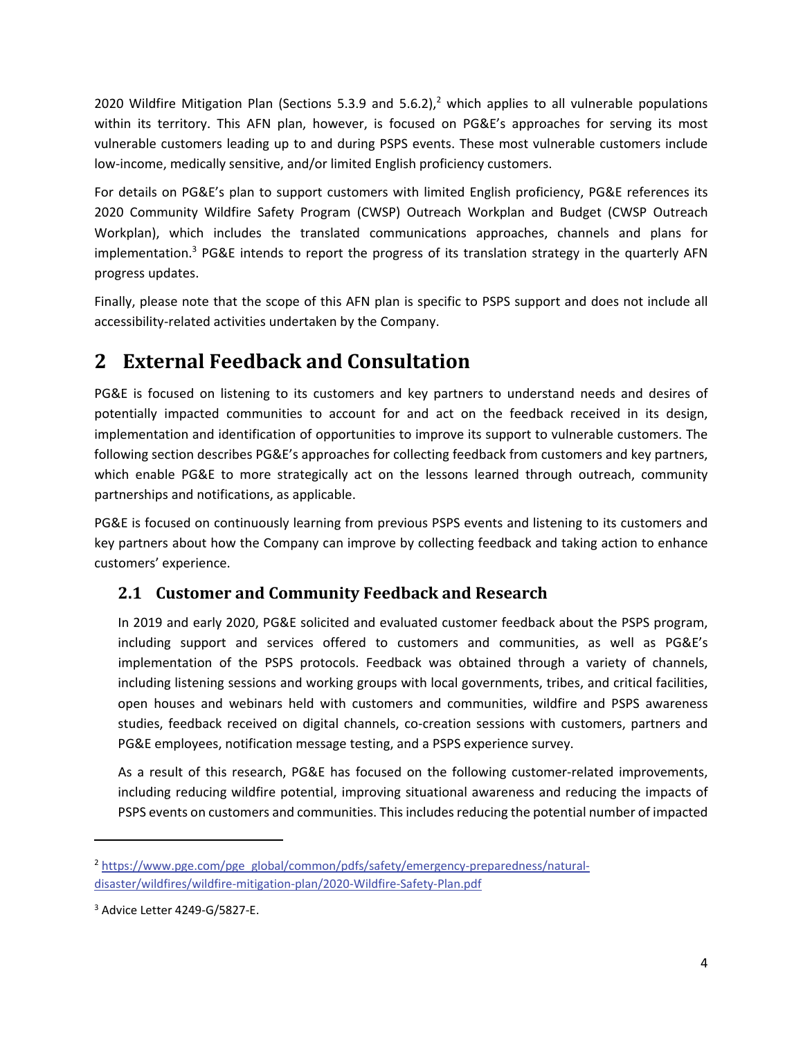2020 Wildfire Mitigation Plan (Sections 5.3.9 and 5.6.2),[2] which applies to all vulnerable populations within its territory. This AFN plan, however, is focused on PG&E's approaches for serving its most vulnerable customers leading up to and during PSPS events. These most vulnerable customers include low-income, medically sensitive, and/or limited English proficiency customers.

For details on PG&E's plan to support customers with limited English proficiency, PG&E references its 2020 Community Wildfire Safety Program (CWSP) Outreach Workplan and Budget (CWSP Outreach Workplan), which includes the translated communications approaches, channels and plans for implementation.[3] PG&E intends to report the progress of its translation strategy in the quarterly AFN progress updates.

Finally, please note that the scope of this AFN plan is specific to PSPS support and does not include all accessibility-related activities undertaken by the Company.

# 2 External Feedback and Consultation

PG&E is focused on listening to its customers and key partners to understand needs and desires of potentially impacted communities to account for and act on the feedback received in its design, implementation and identification of opportunities to improve its support to vulnerable customers. The following section describes PG&E's approaches for collecting feedback from customers and key partners, which enable PG&E to more strategically act on the lessons learned through outreach, community partnerships and notifications, as applicable.

PG&E is focused on continuously learning from previous PSPS events and listening to its customers and key partners about how the Company can improve by collecting feedback and taking action to enhance customers' experience.

## 2.1 Customer and Community Feedback and Research

In 2019 and early 2020, PG&E solicited and evaluated customer feedback about the PSPS program, including support and services offered to customers and communities, as well as PG&E's implementation of the PSPS protocols. Feedback was obtained through a variety of channels, including listening sessions and working groups with local governments, tribes, and critical facilities, open houses and webinars held with customers and communities, wildfire and PSPS awareness studies, feedback received on digital channels, co-creation sessions with customers, partners and PG&E employees, notification message testing, and a PSPS experience survey.

As a result of this research, PG&E has focused on the following customer-related improvements, including reducing wildfire potential, improving situational awareness and reducing the impacts of PSPS events on customers and communities. This includes reducing the potential number of impacted

[2] https://www.pge.com/pge_global/common/pdfs/safety/emergency-preparedness/natural-disaster/wildfires/wildfire-mitigation-plan/2020-Wildfire-Safety-Plan.pdf

[3] Advice Letter 4249-G/5827-E.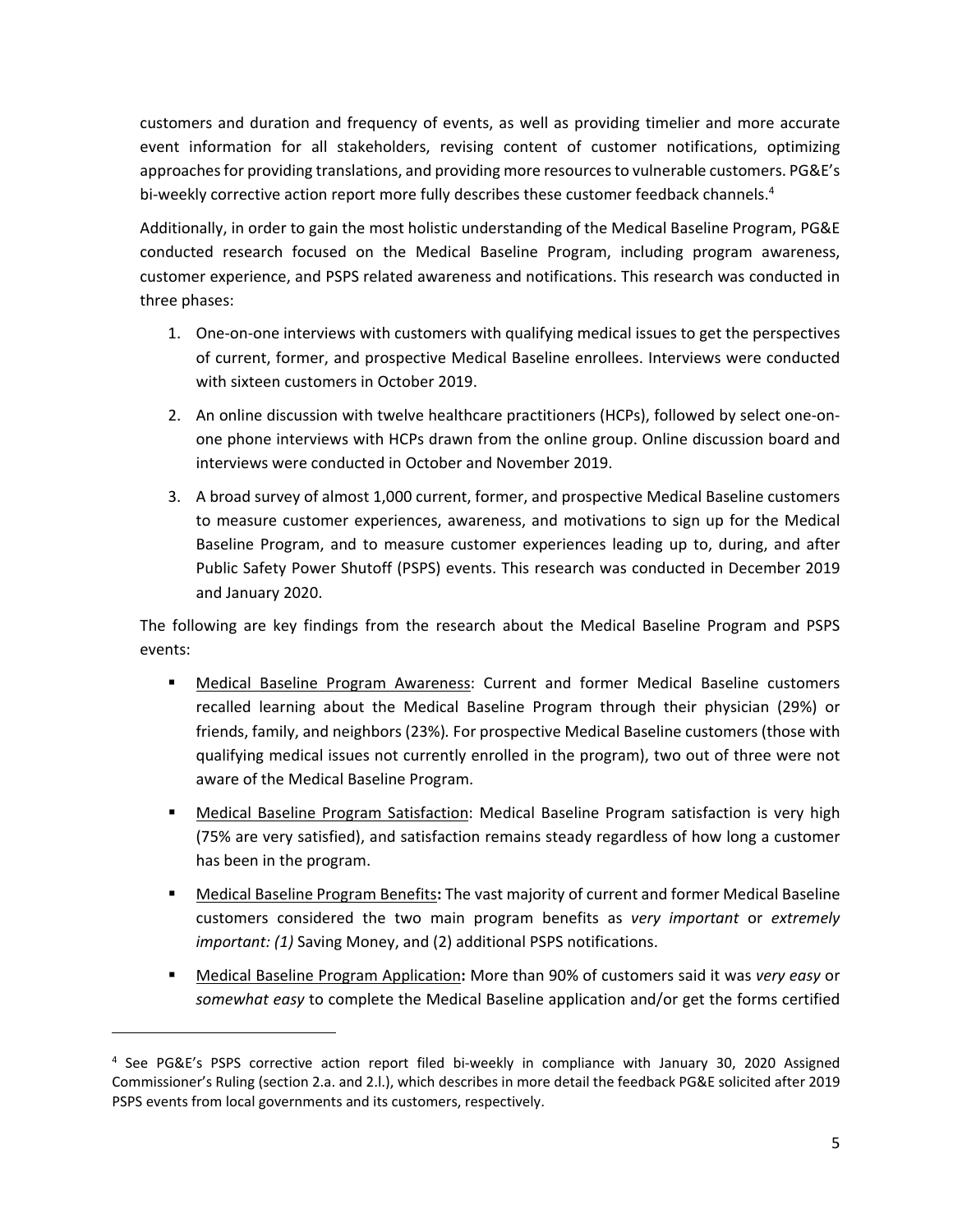customers and duration and frequency of events, as well as providing timelier and more accurate event information for all stakeholders, revising content of customer notifications, optimizing approaches for providing translations, and providing more resources to vulnerable customers. PG&E's bi-weekly corrective action report more fully describes these customer feedback channels.[4]

Additionally, in order to gain the most holistic understanding of the Medical Baseline Program, PG&E conducted research focused on the Medical Baseline Program, including program awareness, customer experience, and PSPS related awareness and notifications. This research was conducted in three phases:

1. One-on-one interviews with customers with qualifying medical issues to get the perspectives of current, former, and prospective Medical Baseline enrollees. Interviews were conducted with sixteen customers in October 2019.
2. An online discussion with twelve healthcare practitioners (HCPs), followed by select one-on-one phone interviews with HCPs drawn from the online group. Online discussion board and interviews were conducted in October and November 2019.
3. A broad survey of almost 1,000 current, former, and prospective Medical Baseline customers to measure customer experiences, awareness, and motivations to sign up for the Medical Baseline Program, and to measure customer experiences leading up to, during, and after Public Safety Power Shutoff (PSPS) events. This research was conducted in December 2019 and January 2020.

The following are key findings from the research about the Medical Baseline Program and PSPS events:

- <u>Medical Baseline Program Awareness</u>: Current and former Medical Baseline customers recalled learning about the Medical Baseline Program through their physician (29%) or friends, family, and neighbors (23%)*.* For prospective Medical Baseline customers (those with qualifying medical issues not currently enrolled in the program), two out of three were not aware of the Medical Baseline Program.
- <u>Medical Baseline Program Satisfaction</u>: Medical Baseline Program satisfaction is very high (75% are very satisfied), and satisfaction remains steady regardless of how long a customer has been in the program.
- <u>Medical Baseline Program Benefits</u>**:** The vast majority of current and former Medical Baseline customers considered the two main program benefits as *very important* or *extremely important: (1)* Saving Money, and (2) additional PSPS notifications.
- <u>Medical Baseline Program Application</u>**:** More than 90% of customers said it was *very easy* or *somewhat easy* to complete the Medical Baseline application and/or get the forms certified

[4] See PG&E's PSPS corrective action report filed bi-weekly in compliance with January 30, 2020 Assigned Commissioner's Ruling (section 2.a. and 2.l.), which describes in more detail the feedback PG&E solicited after 2019 PSPS events from local governments and its customers, respectively.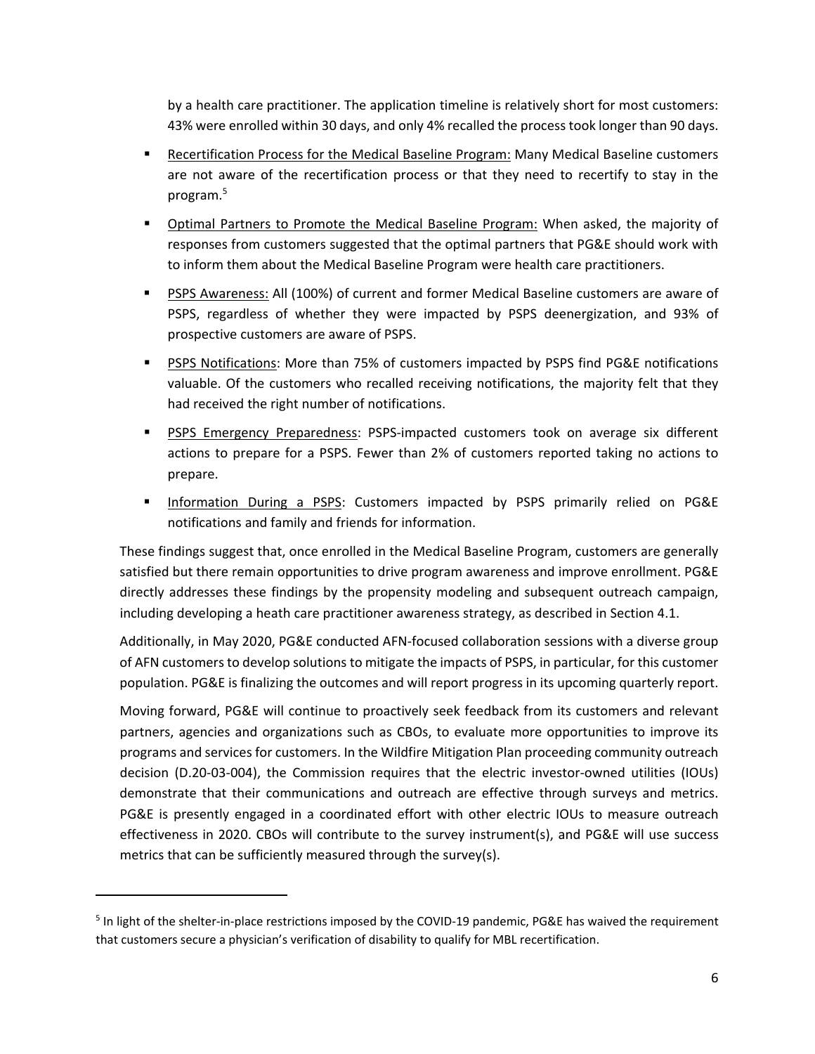by a health care practitioner. The application timeline is relatively short for most customers: 43% were enrolled within 30 days, and only 4% recalled the process took longer than 90 days.

- Recertification Process for the Medical Baseline Program: Many Medical Baseline customers are not aware of the recertification process or that they need to recertify to stay in the program.[5]
- Optimal Partners to Promote the Medical Baseline Program: When asked, the majority of responses from customers suggested that the optimal partners that PG&E should work with to inform them about the Medical Baseline Program were health care practitioners.
- PSPS Awareness: All (100%) of current and former Medical Baseline customers are aware of PSPS, regardless of whether they were impacted by PSPS deenergization, and 93% of prospective customers are aware of PSPS.
- PSPS Notifications: More than 75% of customers impacted by PSPS find PG&E notifications valuable. Of the customers who recalled receiving notifications, the majority felt that they had received the right number of notifications.
- PSPS Emergency Preparedness: PSPS-impacted customers took on average six different actions to prepare for a PSPS. Fewer than 2% of customers reported taking no actions to prepare.
- Information During a PSPS: Customers impacted by PSPS primarily relied on PG&E notifications and family and friends for information.

These findings suggest that, once enrolled in the Medical Baseline Program, customers are generally satisfied but there remain opportunities to drive program awareness and improve enrollment. PG&E directly addresses these findings by the propensity modeling and subsequent outreach campaign, including developing a heath care practitioner awareness strategy, as described in Section 4.1.

Additionally, in May 2020, PG&E conducted AFN-focused collaboration sessions with a diverse group of AFN customers to develop solutions to mitigate the impacts of PSPS, in particular, for this customer population. PG&E is finalizing the outcomes and will report progress in its upcoming quarterly report.

Moving forward, PG&E will continue to proactively seek feedback from its customers and relevant partners, agencies and organizations such as CBOs, to evaluate more opportunities to improve its programs and services for customers. In the Wildfire Mitigation Plan proceeding community outreach decision (D.20-03-004), the Commission requires that the electric investor-owned utilities (IOUs) demonstrate that their communications and outreach are effective through surveys and metrics. PG&E is presently engaged in a coordinated effort with other electric IOUs to measure outreach effectiveness in 2020. CBOs will contribute to the survey instrument(s), and PG&E will use success metrics that can be sufficiently measured through the survey(s).

---

[5] In light of the shelter-in-place restrictions imposed by the COVID-19 pandemic, PG&E has waived the requirement that customers secure a physician's verification of disability to qualify for MBL recertification.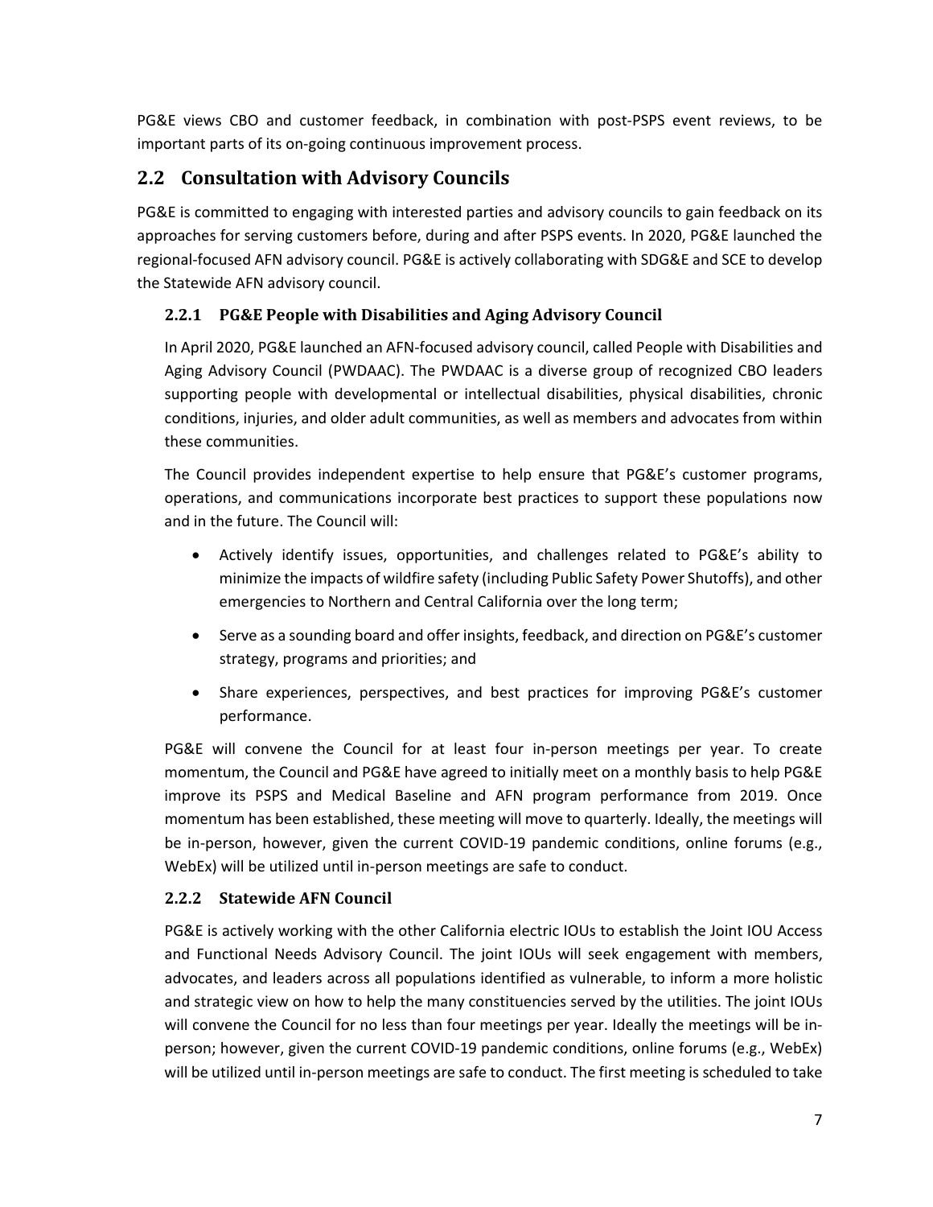PG&E views CBO and customer feedback, in combination with post-PSPS event reviews, to be important parts of its on-going continuous improvement process.

## 2.2 Consultation with Advisory Councils

PG&E is committed to engaging with interested parties and advisory councils to gain feedback on its approaches for serving customers before, during and after PSPS events. In 2020, PG&E launched the regional-focused AFN advisory council. PG&E is actively collaborating with SDG&E and SCE to develop the Statewide AFN advisory council.

### 2.2.1 PG&E People with Disabilities and Aging Advisory Council

In April 2020, PG&E launched an AFN-focused advisory council, called People with Disabilities and Aging Advisory Council (PWDAAC). The PWDAAC is a diverse group of recognized CBO leaders supporting people with developmental or intellectual disabilities, physical disabilities, chronic conditions, injuries, and older adult communities, as well as members and advocates from within these communities.

The Council provides independent expertise to help ensure that PG&E's customer programs, operations, and communications incorporate best practices to support these populations now and in the future. The Council will:

- Actively identify issues, opportunities, and challenges related to PG&E's ability to minimize the impacts of wildfire safety (including Public Safety Power Shutoffs), and other emergencies to Northern and Central California over the long term;
- Serve as a sounding board and offer insights, feedback, and direction on PG&E's customer strategy, programs and priorities; and
- Share experiences, perspectives, and best practices for improving PG&E's customer performance.

PG&E will convene the Council for at least four in-person meetings per year. To create momentum, the Council and PG&E have agreed to initially meet on a monthly basis to help PG&E improve its PSPS and Medical Baseline and AFN program performance from 2019. Once momentum has been established, these meeting will move to quarterly. Ideally, the meetings will be in-person, however, given the current COVID-19 pandemic conditions, online forums (e.g., WebEx) will be utilized until in-person meetings are safe to conduct.

### 2.2.2 Statewide AFN Council

PG&E is actively working with the other California electric IOUs to establish the Joint IOU Access and Functional Needs Advisory Council. The joint IOUs will seek engagement with members, advocates, and leaders across all populations identified as vulnerable, to inform a more holistic and strategic view on how to help the many constituencies served by the utilities. The joint IOUs will convene the Council for no less than four meetings per year. Ideally the meetings will be in-person; however, given the current COVID-19 pandemic conditions, online forums (e.g., WebEx) will be utilized until in-person meetings are safe to conduct. The first meeting is scheduled to take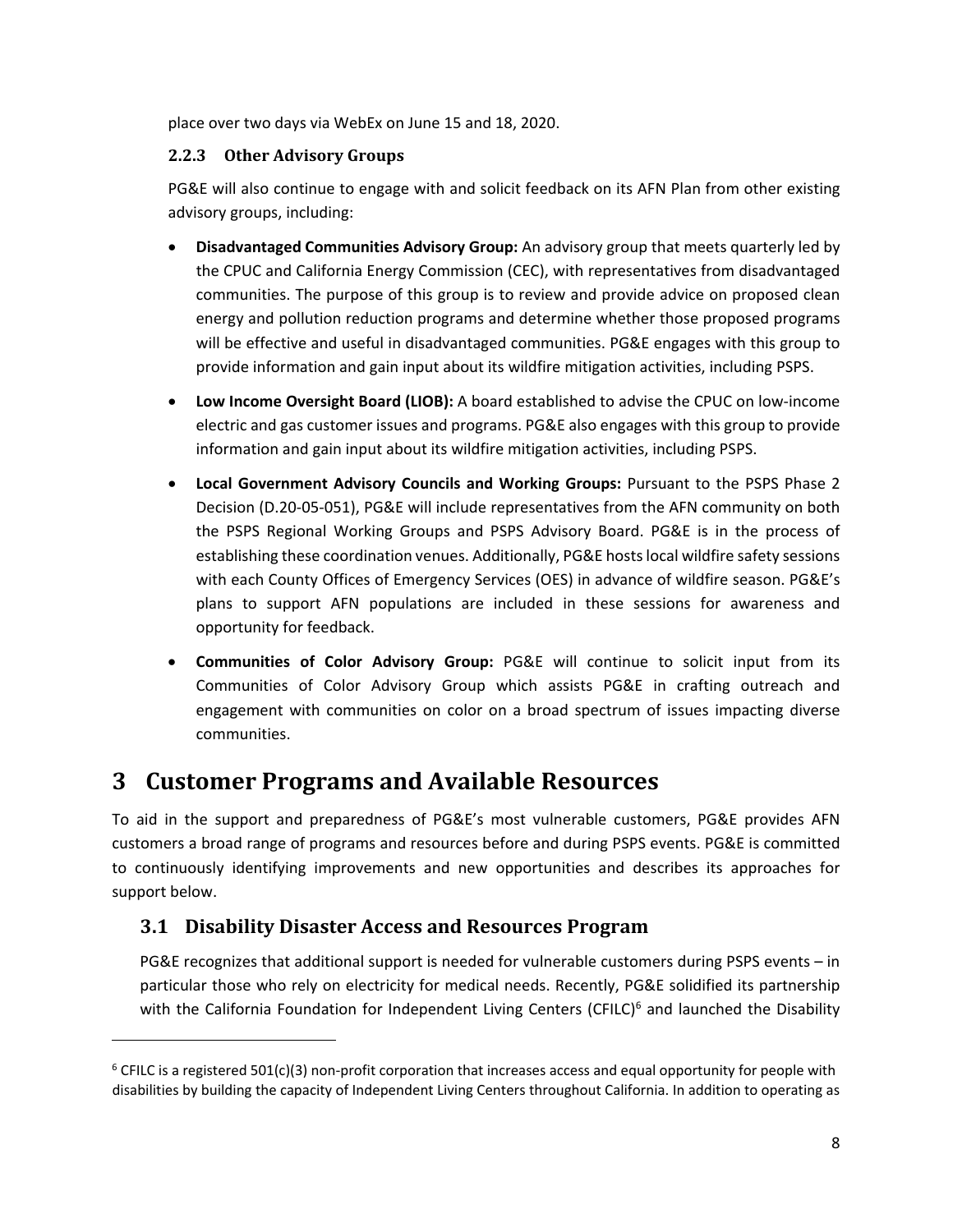place over two days via WebEx on June 15 and 18, 2020.

### 2.2.3 Other Advisory Groups

PG&E will also continue to engage with and solicit feedback on its AFN Plan from other existing advisory groups, including:

- **Disadvantaged Communities Advisory Group:** An advisory group that meets quarterly led by the CPUC and California Energy Commission (CEC), with representatives from disadvantaged communities. The purpose of this group is to review and provide advice on proposed clean energy and pollution reduction programs and determine whether those proposed programs will be effective and useful in disadvantaged communities. PG&E engages with this group to provide information and gain input about its wildfire mitigation activities, including PSPS.
- **Low Income Oversight Board (LIOB):** A board established to advise the CPUC on low-income electric and gas customer issues and programs. PG&E also engages with this group to provide information and gain input about its wildfire mitigation activities, including PSPS.
- **Local Government Advisory Councils and Working Groups:** Pursuant to the PSPS Phase 2 Decision (D.20-05-051), PG&E will include representatives from the AFN community on both the PSPS Regional Working Groups and PSPS Advisory Board. PG&E is in the process of establishing these coordination venues. Additionally, PG&E hosts local wildfire safety sessions with each County Offices of Emergency Services (OES) in advance of wildfire season. PG&E's plans to support AFN populations are included in these sessions for awareness and opportunity for feedback.
- **Communities of Color Advisory Group:** PG&E will continue to solicit input from its Communities of Color Advisory Group which assists PG&E in crafting outreach and engagement with communities on color on a broad spectrum of issues impacting diverse communities.

# 3 Customer Programs and Available Resources

To aid in the support and preparedness of PG&E's most vulnerable customers, PG&E provides AFN customers a broad range of programs and resources before and during PSPS events. PG&E is committed to continuously identifying improvements and new opportunities and describes its approaches for support below.

## 3.1 Disability Disaster Access and Resources Program

PG&E recognizes that additional support is needed for vulnerable customers during PSPS events – in particular those who rely on electricity for medical needs. Recently, PG&E solidified its partnership with the California Foundation for Independent Living Centers (CFILC)[6] and launched the Disability

[6] CFILC is a registered 501(c)(3) non-profit corporation that increases access and equal opportunity for people with disabilities by building the capacity of Independent Living Centers throughout California. In addition to operating as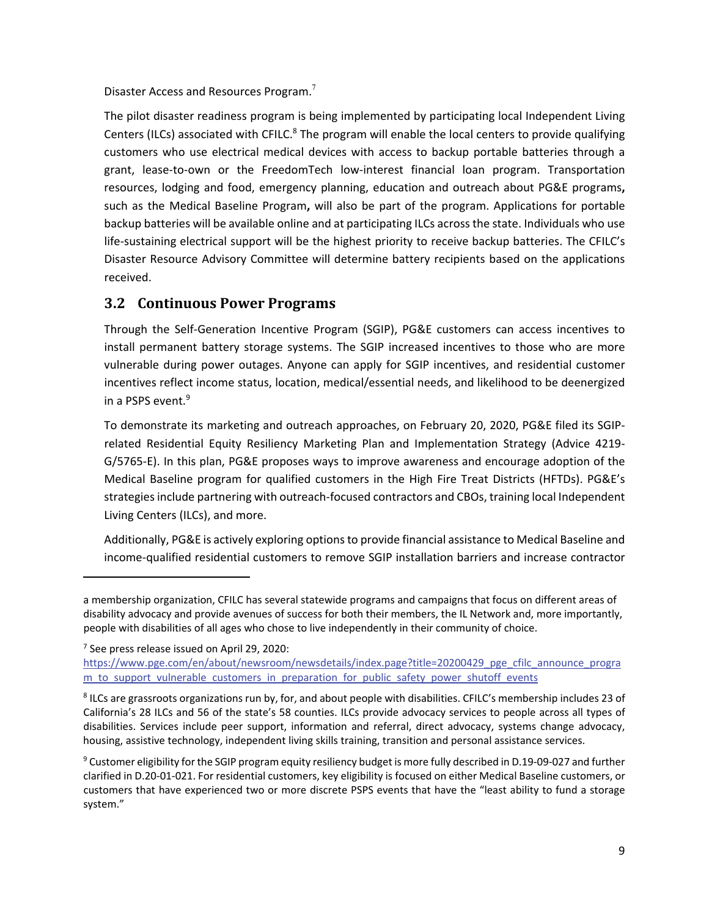Disaster Access and Resources Program.[7]

The pilot disaster readiness program is being implemented by participating local Independent Living Centers (ILCs) associated with CFILC.[8] The program will enable the local centers to provide qualifying customers who use electrical medical devices with access to backup portable batteries through a grant, lease-to-own or the FreedomTech low-interest financial loan program. Transportation resources, lodging and food, emergency planning, education and outreach about PG&E programs**,** such as the Medical Baseline Program**,** will also be part of the program. Applications for portable backup batteries will be available online and at participating ILCs across the state. Individuals who use life-sustaining electrical support will be the highest priority to receive backup batteries. The CFILC's Disaster Resource Advisory Committee will determine battery recipients based on the applications received.

## 3.2 Continuous Power Programs

Through the Self-Generation Incentive Program (SGIP), PG&E customers can access incentives to install permanent battery storage systems. The SGIP increased incentives to those who are more vulnerable during power outages. Anyone can apply for SGIP incentives, and residential customer incentives reflect income status, location, medical/essential needs, and likelihood to be deenergized in a PSPS event.[9]

To demonstrate its marketing and outreach approaches, on February 20, 2020, PG&E filed its SGIP-related Residential Equity Resiliency Marketing Plan and Implementation Strategy (Advice 4219-G/5765-E). In this plan, PG&E proposes ways to improve awareness and encourage adoption of the Medical Baseline program for qualified customers in the High Fire Treat Districts (HFTDs). PG&E's strategies include partnering with outreach-focused contractors and CBOs, training local Independent Living Centers (ILCs), and more.

Additionally, PG&E is actively exploring options to provide financial assistance to Medical Baseline and income-qualified residential customers to remove SGIP installation barriers and increase contractor

---

a membership organization, CFILC has several statewide programs and campaigns that focus on different areas of disability advocacy and provide avenues of success for both their members, the IL Network and, more importantly, people with disabilities of all ages who chose to live independently in their community of choice.

[7] See press release issued on April 29, 2020: https://www.pge.com/en/about/newsroom/newsdetails/index.page?title=20200429_pge_cfilc_announce_program_to_support_vulnerable_customers_in_preparation_for_public_safety_power_shutoff_events

[8] ILCs are grassroots organizations run by, for, and about people with disabilities. CFILC's membership includes 23 of California's 28 ILCs and 56 of the state's 58 counties. ILCs provide advocacy services to people across all types of disabilities. Services include peer support, information and referral, direct advocacy, systems change advocacy, housing, assistive technology, independent living skills training, transition and personal assistance services.

[9] Customer eligibility for the SGIP program equity resiliency budget is more fully described in D.19-09-027 and further clarified in D.20-01-021. For residential customers, key eligibility is focused on either Medical Baseline customers, or customers that have experienced two or more discrete PSPS events that have the "least ability to fund a storage system."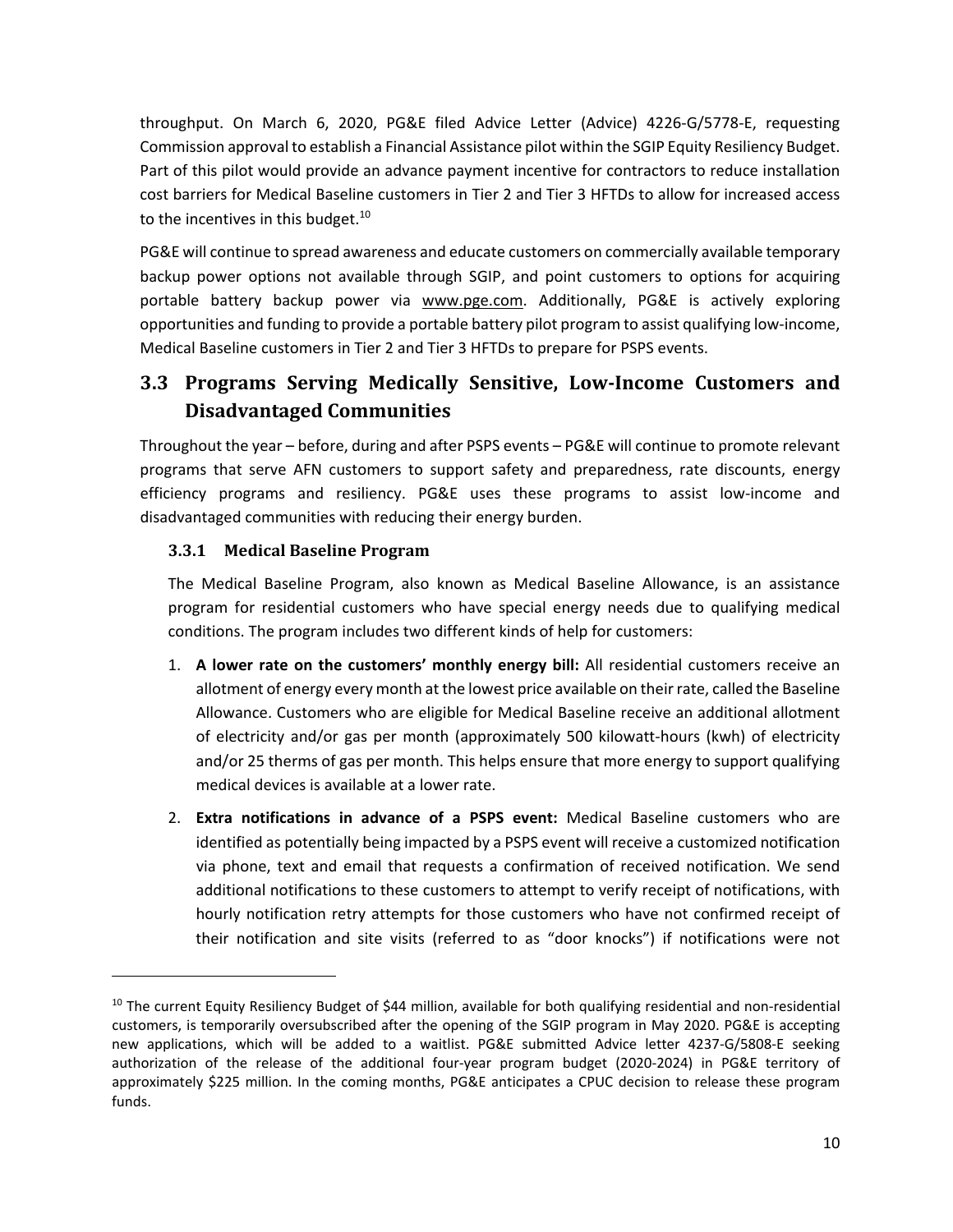throughput. On March 6, 2020, PG&E filed Advice Letter (Advice) 4226-G/5778-E, requesting Commission approval to establish a Financial Assistance pilot within the SGIP Equity Resiliency Budget. Part of this pilot would provide an advance payment incentive for contractors to reduce installation cost barriers for Medical Baseline customers in Tier 2 and Tier 3 HFTDs to allow for increased access to the incentives in this budget.[10]

PG&E will continue to spread awareness and educate customers on commercially available temporary backup power options not available through SGIP, and point customers to options for acquiring portable battery backup power via www.pge.com. Additionally, PG&E is actively exploring opportunities and funding to provide a portable battery pilot program to assist qualifying low-income, Medical Baseline customers in Tier 2 and Tier 3 HFTDs to prepare for PSPS events.

## 3.3 Programs Serving Medically Sensitive, Low-Income Customers and Disadvantaged Communities

Throughout the year – before, during and after PSPS events – PG&E will continue to promote relevant programs that serve AFN customers to support safety and preparedness, rate discounts, energy efficiency programs and resiliency. PG&E uses these programs to assist low-income and disadvantaged communities with reducing their energy burden.

### 3.3.1 Medical Baseline Program

The Medical Baseline Program, also known as Medical Baseline Allowance, is an assistance program for residential customers who have special energy needs due to qualifying medical conditions. The program includes two different kinds of help for customers:

1. **A lower rate on the customers' monthly energy bill:** All residential customers receive an allotment of energy every month at the lowest price available on their rate, called the Baseline Allowance. Customers who are eligible for Medical Baseline receive an additional allotment of electricity and/or gas per month (approximately 500 kilowatt-hours (kwh) of electricity and/or 25 therms of gas per month. This helps ensure that more energy to support qualifying medical devices is available at a lower rate.
2. **Extra notifications in advance of a PSPS event:** Medical Baseline customers who are identified as potentially being impacted by a PSPS event will receive a customized notification via phone, text and email that requests a confirmation of received notification. We send additional notifications to these customers to attempt to verify receipt of notifications, with hourly notification retry attempts for those customers who have not confirmed receipt of their notification and site visits (referred to as "door knocks") if notifications were not

[10] The current Equity Resiliency Budget of $44 million, available for both qualifying residential and non-residential customers, is temporarily oversubscribed after the opening of the SGIP program in May 2020. PG&E is accepting new applications, which will be added to a waitlist. PG&E submitted Advice letter 4237-G/5808-E seeking authorization of the release of the additional four-year program budget (2020-2024) in PG&E territory of approximately $225 million. In the coming months, PG&E anticipates a CPUC decision to release these program funds.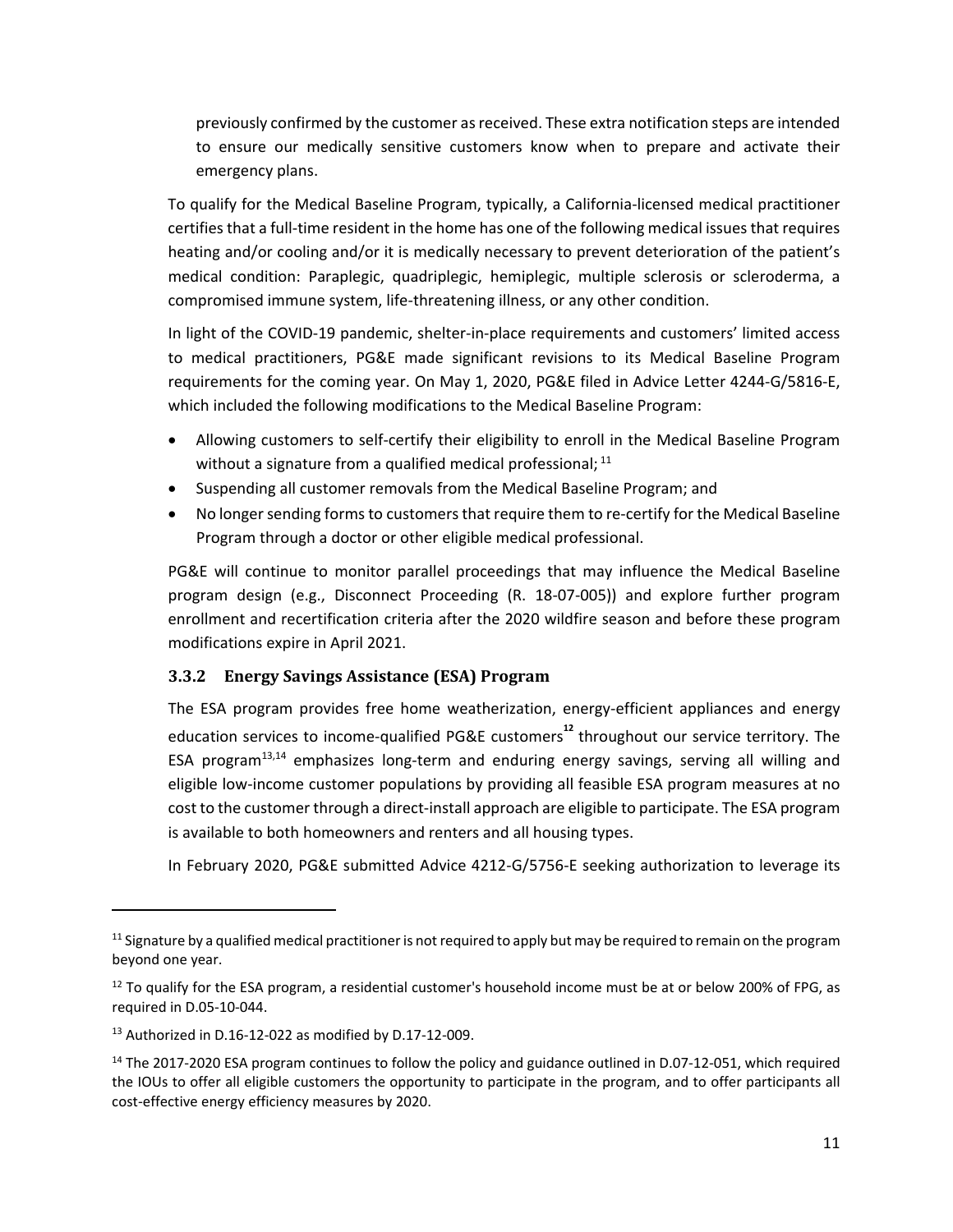previously confirmed by the customer as received. These extra notification steps are intended to ensure our medically sensitive customers know when to prepare and activate their emergency plans.

To qualify for the Medical Baseline Program, typically, a California-licensed medical practitioner certifies that a full-time resident in the home has one of the following medical issues that requires heating and/or cooling and/or it is medically necessary to prevent deterioration of the patient's medical condition: Paraplegic, quadriplegic, hemiplegic, multiple sclerosis or scleroderma, a compromised immune system, life-threatening illness, or any other condition.

In light of the COVID-19 pandemic, shelter-in-place requirements and customers' limited access to medical practitioners, PG&E made significant revisions to its Medical Baseline Program requirements for the coming year. On May 1, 2020, PG&E filed in Advice Letter 4244-G/5816-E, which included the following modifications to the Medical Baseline Program:

- Allowing customers to self-certify their eligibility to enroll in the Medical Baseline Program without a signature from a qualified medical professional; [11]
- Suspending all customer removals from the Medical Baseline Program; and
- No longer sending forms to customers that require them to re-certify for the Medical Baseline Program through a doctor or other eligible medical professional.

PG&E will continue to monitor parallel proceedings that may influence the Medical Baseline program design (e.g., Disconnect Proceeding (R. 18-07-005)) and explore further program enrollment and recertification criteria after the 2020 wildfire season and before these program modifications expire in April 2021.

### 3.3.2 Energy Savings Assistance (ESA) Program

The ESA program provides free home weatherization, energy-efficient appliances and energy education services to income-qualified PG&E customers[12] throughout our service territory. The ESA program[13,14] emphasizes long-term and enduring energy savings, serving all willing and eligible low-income customer populations by providing all feasible ESA program measures at no cost to the customer through a direct-install approach are eligible to participate. The ESA program is available to both homeowners and renters and all housing types.

In February 2020, PG&E submitted Advice 4212-G/5756-E seeking authorization to leverage its

---

[11] Signature by a qualified medical practitioner is not required to apply but may be required to remain on the program beyond one year.

[12] To qualify for the ESA program, a residential customer's household income must be at or below 200% of FPG, as required in D.05-10-044.

[13] Authorized in D.16-12-022 as modified by D.17-12-009.

[14] The 2017-2020 ESA program continues to follow the policy and guidance outlined in D.07-12-051, which required the IOUs to offer all eligible customers the opportunity to participate in the program, and to offer participants all cost-effective energy efficiency measures by 2020.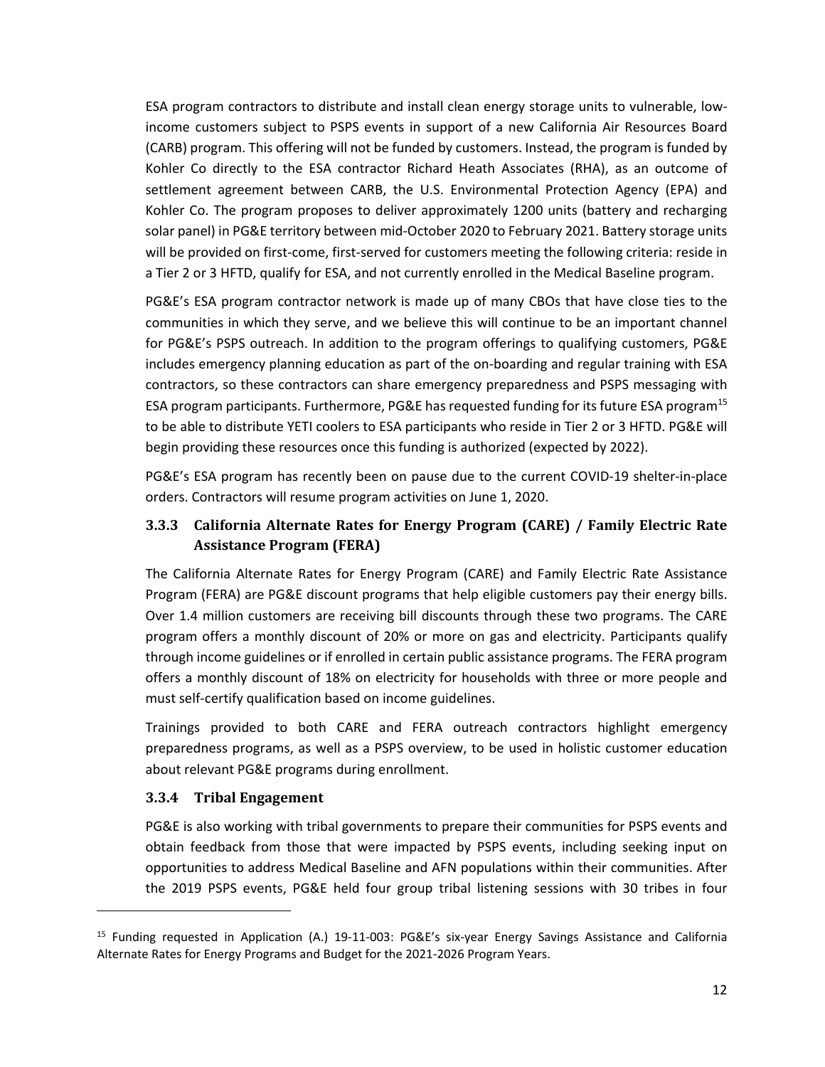ESA program contractors to distribute and install clean energy storage units to vulnerable, low-income customers subject to PSPS events in support of a new California Air Resources Board (CARB) program. This offering will not be funded by customers. Instead, the program is funded by Kohler Co directly to the ESA contractor Richard Heath Associates (RHA), as an outcome of settlement agreement between CARB, the U.S. Environmental Protection Agency (EPA) and Kohler Co. The program proposes to deliver approximately 1200 units (battery and recharging solar panel) in PG&E territory between mid-October 2020 to February 2021. Battery storage units will be provided on first-come, first-served for customers meeting the following criteria: reside in a Tier 2 or 3 HFTD, qualify for ESA, and not currently enrolled in the Medical Baseline program.

PG&E's ESA program contractor network is made up of many CBOs that have close ties to the communities in which they serve, and we believe this will continue to be an important channel for PG&E's PSPS outreach. In addition to the program offerings to qualifying customers, PG&E includes emergency planning education as part of the on-boarding and regular training with ESA contractors, so these contractors can share emergency preparedness and PSPS messaging with ESA program participants. Furthermore, PG&E has requested funding for its future ESA program[15] to be able to distribute YETI coolers to ESA participants who reside in Tier 2 or 3 HFTD. PG&E will begin providing these resources once this funding is authorized (expected by 2022).

PG&E's ESA program has recently been on pause due to the current COVID-19 shelter-in-place orders. Contractors will resume program activities on June 1, 2020.

### 3.3.3 California Alternate Rates for Energy Program (CARE) / Family Electric Rate Assistance Program (FERA)

The California Alternate Rates for Energy Program (CARE) and Family Electric Rate Assistance Program (FERA) are PG&E discount programs that help eligible customers pay their energy bills. Over 1.4 million customers are receiving bill discounts through these two programs. The CARE program offers a monthly discount of 20% or more on gas and electricity. Participants qualify through income guidelines or if enrolled in certain public assistance programs. The FERA program offers a monthly discount of 18% on electricity for households with three or more people and must self-certify qualification based on income guidelines.

Trainings provided to both CARE and FERA outreach contractors highlight emergency preparedness programs, as well as a PSPS overview, to be used in holistic customer education about relevant PG&E programs during enrollment.

### 3.3.4 Tribal Engagement

PG&E is also working with tribal governments to prepare their communities for PSPS events and obtain feedback from those that were impacted by PSPS events, including seeking input on opportunities to address Medical Baseline and AFN populations within their communities. After the 2019 PSPS events, PG&E held four group tribal listening sessions with 30 tribes in four

---

[15] Funding requested in Application (A.) 19-11-003: PG&E's six-year Energy Savings Assistance and California Alternate Rates for Energy Programs and Budget for the 2021-2026 Program Years.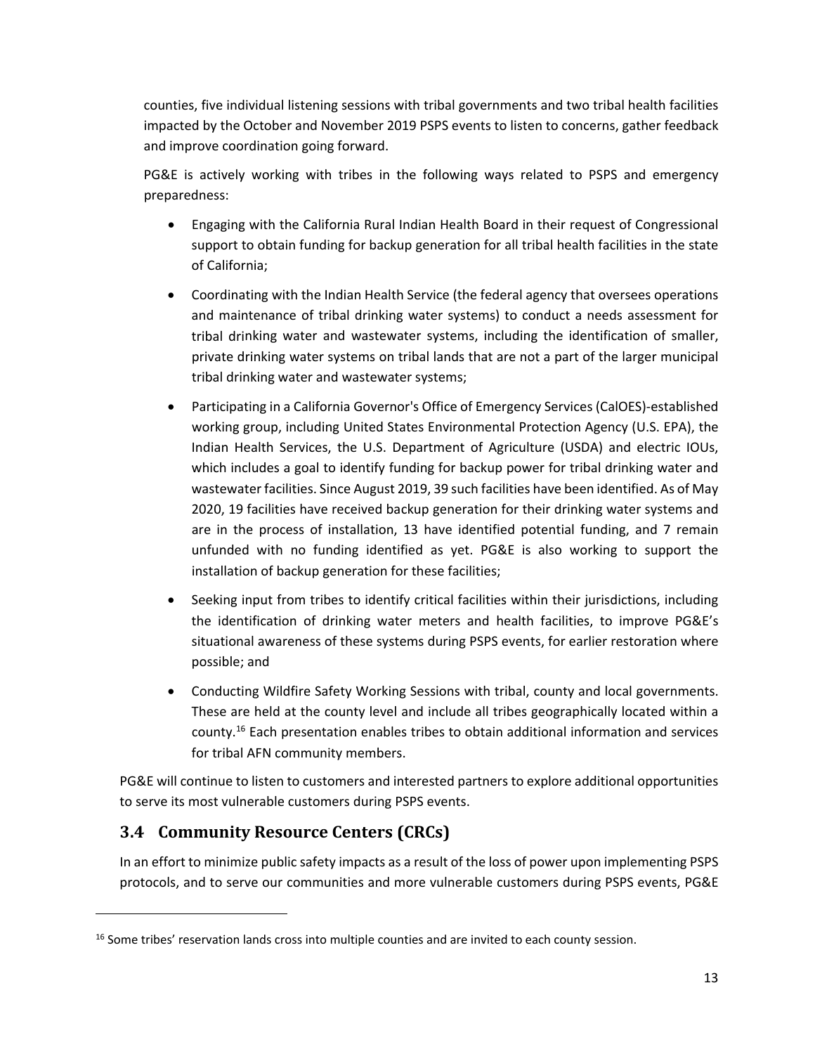counties, five individual listening sessions with tribal governments and two tribal health facilities impacted by the October and November 2019 PSPS events to listen to concerns, gather feedback and improve coordination going forward.

PG&E is actively working with tribes in the following ways related to PSPS and emergency preparedness:

- Engaging with the California Rural Indian Health Board in their request of Congressional support to obtain funding for backup generation for all tribal health facilities in the state of California;
- Coordinating with the Indian Health Service (the federal agency that oversees operations and maintenance of tribal drinking water systems) to conduct a needs assessment for tribal drinking water and wastewater systems, including the identification of smaller, private drinking water systems on tribal lands that are not a part of the larger municipal tribal drinking water and wastewater systems;
- Participating in a California Governor's Office of Emergency Services (CalOES)-established working group, including United States Environmental Protection Agency (U.S. EPA), the Indian Health Services, the U.S. Department of Agriculture (USDA) and electric IOUs, which includes a goal to identify funding for backup power for tribal drinking water and wastewater facilities. Since August 2019, 39 such facilities have been identified. As of May 2020, 19 facilities have received backup generation for their drinking water systems and are in the process of installation, 13 have identified potential funding, and 7 remain unfunded with no funding identified as yet. PG&E is also working to support the installation of backup generation for these facilities;
- Seeking input from tribes to identify critical facilities within their jurisdictions, including the identification of drinking water meters and health facilities, to improve PG&E's situational awareness of these systems during PSPS events, for earlier restoration where possible; and
- Conducting Wildfire Safety Working Sessions with tribal, county and local governments. These are held at the county level and include all tribes geographically located within a county.[16] Each presentation enables tribes to obtain additional information and services for tribal AFN community members.

PG&E will continue to listen to customers and interested partners to explore additional opportunities to serve its most vulnerable customers during PSPS events.

## 3.4 Community Resource Centers (CRCs)

In an effort to minimize public safety impacts as a result of the loss of power upon implementing PSPS protocols, and to serve our communities and more vulnerable customers during PSPS events, PG&E

[16] Some tribes' reservation lands cross into multiple counties and are invited to each county session.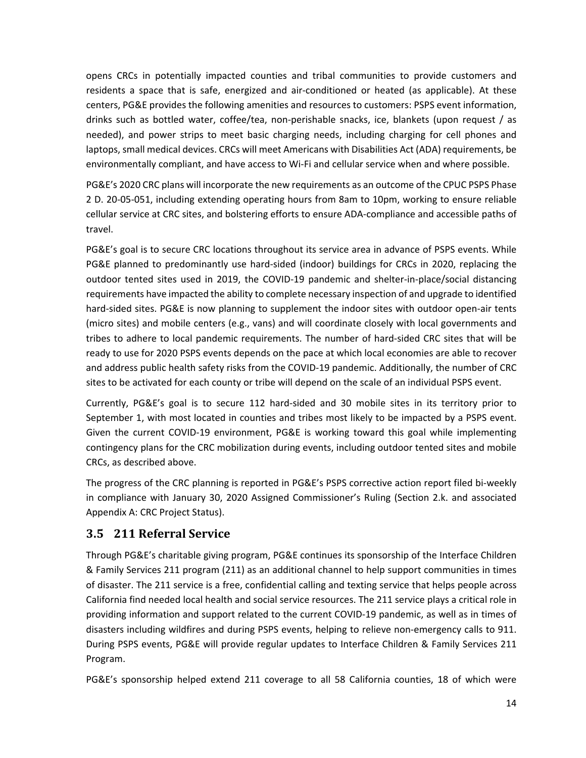opens CRCs in potentially impacted counties and tribal communities to provide customers and residents a space that is safe, energized and air-conditioned or heated (as applicable). At these centers, PG&E provides the following amenities and resources to customers: PSPS event information, drinks such as bottled water, coffee/tea, non-perishable snacks, ice, blankets (upon request / as needed), and power strips to meet basic charging needs, including charging for cell phones and laptops, small medical devices. CRCs will meet Americans with Disabilities Act (ADA) requirements, be environmentally compliant, and have access to Wi-Fi and cellular service when and where possible.

PG&E's 2020 CRC plans will incorporate the new requirements as an outcome of the CPUC PSPS Phase 2 D. 20-05-051, including extending operating hours from 8am to 10pm, working to ensure reliable cellular service at CRC sites, and bolstering efforts to ensure ADA-compliance and accessible paths of travel.

PG&E's goal is to secure CRC locations throughout its service area in advance of PSPS events. While PG&E planned to predominantly use hard-sided (indoor) buildings for CRCs in 2020, replacing the outdoor tented sites used in 2019, the COVID-19 pandemic and shelter-in-place/social distancing requirements have impacted the ability to complete necessary inspection of and upgrade to identified hard-sided sites. PG&E is now planning to supplement the indoor sites with outdoor open-air tents (micro sites) and mobile centers (e.g., vans) and will coordinate closely with local governments and tribes to adhere to local pandemic requirements. The number of hard-sided CRC sites that will be ready to use for 2020 PSPS events depends on the pace at which local economies are able to recover and address public health safety risks from the COVID-19 pandemic. Additionally, the number of CRC sites to be activated for each county or tribe will depend on the scale of an individual PSPS event.

Currently, PG&E's goal is to secure 112 hard-sided and 30 mobile sites in its territory prior to September 1, with most located in counties and tribes most likely to be impacted by a PSPS event. Given the current COVID-19 environment, PG&E is working toward this goal while implementing contingency plans for the CRC mobilization during events, including outdoor tented sites and mobile CRCs, as described above.

The progress of the CRC planning is reported in PG&E's PSPS corrective action report filed bi-weekly in compliance with January 30, 2020 Assigned Commissioner's Ruling (Section 2.k. and associated Appendix A: CRC Project Status).

## 3.5 211 Referral Service

Through PG&E's charitable giving program, PG&E continues its sponsorship of the Interface Children & Family Services 211 program (211) as an additional channel to help support communities in times of disaster. The 211 service is a free, confidential calling and texting service that helps people across California find needed local health and social service resources. The 211 service plays a critical role in providing information and support related to the current COVID-19 pandemic, as well as in times of disasters including wildfires and during PSPS events, helping to relieve non-emergency calls to 911. During PSPS events, PG&E will provide regular updates to Interface Children & Family Services 211 Program.

PG&E's sponsorship helped extend 211 coverage to all 58 California counties, 18 of which were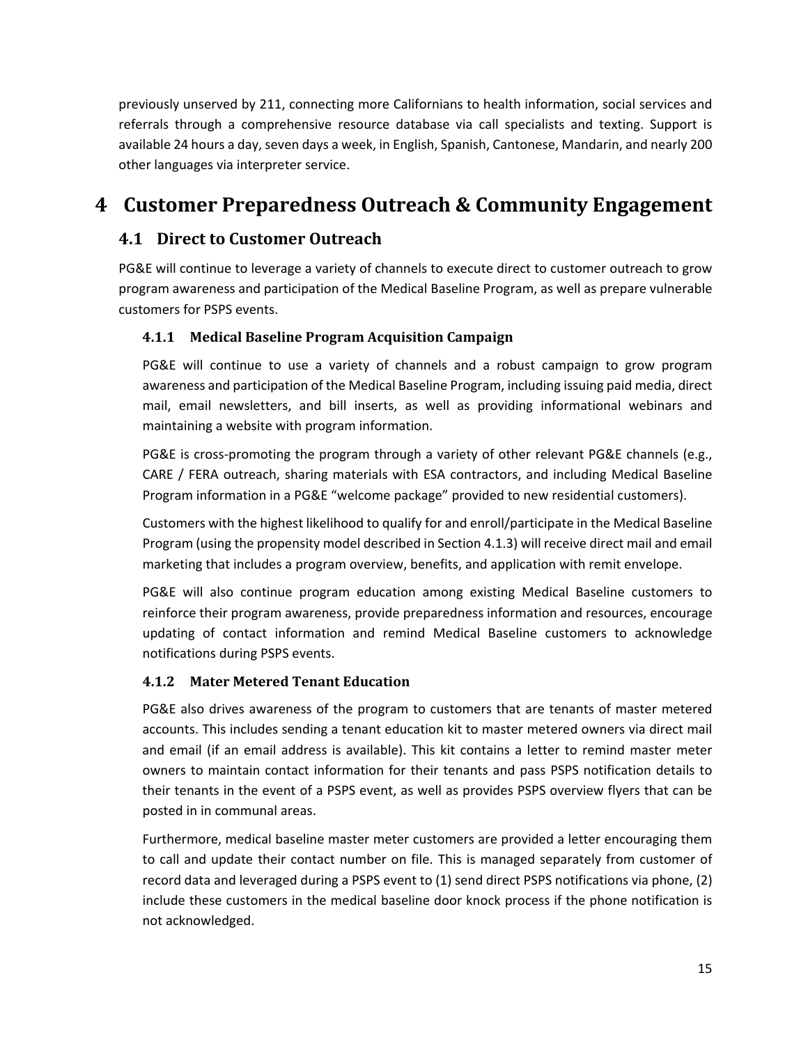previously unserved by 211, connecting more Californians to health information, social services and referrals through a comprehensive resource database via call specialists and texting. Support is available 24 hours a day, seven days a week, in English, Spanish, Cantonese, Mandarin, and nearly 200 other languages via interpreter service.

# 4 Customer Preparedness Outreach & Community Engagement

## 4.1 Direct to Customer Outreach

PG&E will continue to leverage a variety of channels to execute direct to customer outreach to grow program awareness and participation of the Medical Baseline Program, as well as prepare vulnerable customers for PSPS events.

### 4.1.1 Medical Baseline Program Acquisition Campaign

PG&E will continue to use a variety of channels and a robust campaign to grow program awareness and participation of the Medical Baseline Program, including issuing paid media, direct mail, email newsletters, and bill inserts, as well as providing informational webinars and maintaining a website with program information.

PG&E is cross-promoting the program through a variety of other relevant PG&E channels (e.g., CARE / FERA outreach, sharing materials with ESA contractors, and including Medical Baseline Program information in a PG&E "welcome package" provided to new residential customers).

Customers with the highest likelihood to qualify for and enroll/participate in the Medical Baseline Program (using the propensity model described in Section 4.1.3) will receive direct mail and email marketing that includes a program overview, benefits, and application with remit envelope.

PG&E will also continue program education among existing Medical Baseline customers to reinforce their program awareness, provide preparedness information and resources, encourage updating of contact information and remind Medical Baseline customers to acknowledge notifications during PSPS events.

### 4.1.2 Mater Metered Tenant Education

PG&E also drives awareness of the program to customers that are tenants of master metered accounts. This includes sending a tenant education kit to master metered owners via direct mail and email (if an email address is available). This kit contains a letter to remind master meter owners to maintain contact information for their tenants and pass PSPS notification details to their tenants in the event of a PSPS event, as well as provides PSPS overview flyers that can be posted in in communal areas.

Furthermore, medical baseline master meter customers are provided a letter encouraging them to call and update their contact number on file. This is managed separately from customer of record data and leveraged during a PSPS event to (1) send direct PSPS notifications via phone, (2) include these customers in the medical baseline door knock process if the phone notification is not acknowledged.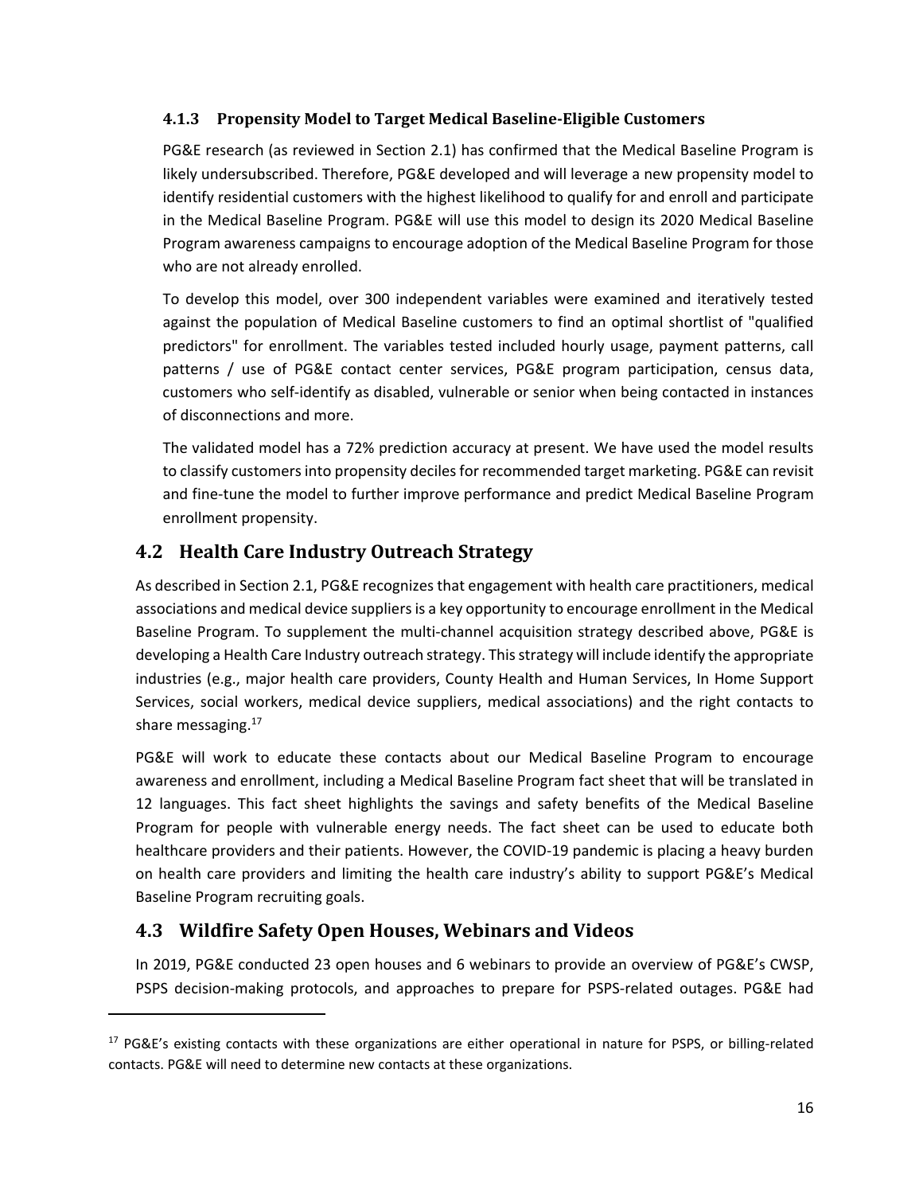### 4.1.3 Propensity Model to Target Medical Baseline-Eligible Customers

PG&E research (as reviewed in Section 2.1) has confirmed that the Medical Baseline Program is likely undersubscribed. Therefore, PG&E developed and will leverage a new propensity model to identify residential customers with the highest likelihood to qualify for and enroll and participate in the Medical Baseline Program. PG&E will use this model to design its 2020 Medical Baseline Program awareness campaigns to encourage adoption of the Medical Baseline Program for those who are not already enrolled.

To develop this model, over 300 independent variables were examined and iteratively tested against the population of Medical Baseline customers to find an optimal shortlist of "qualified predictors" for enrollment. The variables tested included hourly usage, payment patterns, call patterns / use of PG&E contact center services, PG&E program participation, census data, customers who self-identify as disabled, vulnerable or senior when being contacted in instances of disconnections and more.

The validated model has a 72% prediction accuracy at present. We have used the model results to classify customers into propensity deciles for recommended target marketing. PG&E can revisit and fine-tune the model to further improve performance and predict Medical Baseline Program enrollment propensity.

## 4.2 Health Care Industry Outreach Strategy

As described in Section 2.1, PG&E recognizes that engagement with health care practitioners, medical associations and medical device suppliers is a key opportunity to encourage enrollment in the Medical Baseline Program. To supplement the multi-channel acquisition strategy described above, PG&E is developing a Health Care Industry outreach strategy. This strategy will include identify the appropriate industries (e.g., major health care providers, County Health and Human Services, In Home Support Services, social workers, medical device suppliers, medical associations) and the right contacts to share messaging.[17]

PG&E will work to educate these contacts about our Medical Baseline Program to encourage awareness and enrollment, including a Medical Baseline Program fact sheet that will be translated in 12 languages. This fact sheet highlights the savings and safety benefits of the Medical Baseline Program for people with vulnerable energy needs. The fact sheet can be used to educate both healthcare providers and their patients. However, the COVID-19 pandemic is placing a heavy burden on health care providers and limiting the health care industry's ability to support PG&E's Medical Baseline Program recruiting goals.

## 4.3 Wildfire Safety Open Houses, Webinars and Videos

In 2019, PG&E conducted 23 open houses and 6 webinars to provide an overview of PG&E's CWSP, PSPS decision-making protocols, and approaches to prepare for PSPS-related outages. PG&E had

[17] PG&E's existing contacts with these organizations are either operational in nature for PSPS, or billing-related contacts. PG&E will need to determine new contacts at these organizations.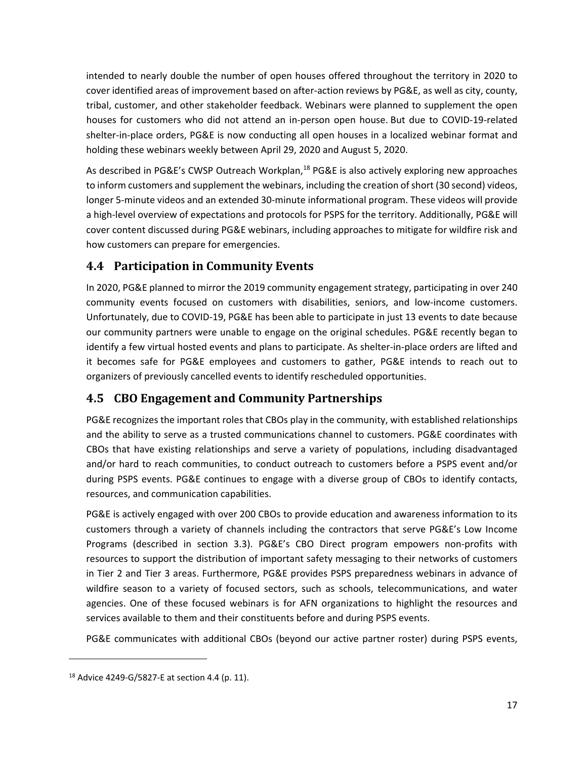intended to nearly double the number of open houses offered throughout the territory in 2020 to cover identified areas of improvement based on after-action reviews by PG&E, as well as city, county, tribal, customer, and other stakeholder feedback. Webinars were planned to supplement the open houses for customers who did not attend an in-person open house. But due to COVID-19-related shelter-in-place orders, PG&E is now conducting all open houses in a localized webinar format and holding these webinars weekly between April 29, 2020 and August 5, 2020.

As described in PG&E's CWSP Outreach Workplan,[18] PG&E is also actively exploring new approaches to inform customers and supplement the webinars, including the creation of short (30 second) videos, longer 5-minute videos and an extended 30-minute informational program. These videos will provide a high-level overview of expectations and protocols for PSPS for the territory. Additionally, PG&E will cover content discussed during PG&E webinars, including approaches to mitigate for wildfire risk and how customers can prepare for emergencies.

## 4.4 Participation in Community Events

In 2020, PG&E planned to mirror the 2019 community engagement strategy, participating in over 240 community events focused on customers with disabilities, seniors, and low-income customers. Unfortunately, due to COVID-19, PG&E has been able to participate in just 13 events to date because our community partners were unable to engage on the original schedules. PG&E recently began to identify a few virtual hosted events and plans to participate. As shelter-in-place orders are lifted and it becomes safe for PG&E employees and customers to gather, PG&E intends to reach out to organizers of previously cancelled events to identify rescheduled opportunities.

## 4.5 CBO Engagement and Community Partnerships

PG&E recognizes the important roles that CBOs play in the community, with established relationships and the ability to serve as a trusted communications channel to customers. PG&E coordinates with CBOs that have existing relationships and serve a variety of populations, including disadvantaged and/or hard to reach communities, to conduct outreach to customers before a PSPS event and/or during PSPS events. PG&E continues to engage with a diverse group of CBOs to identify contacts, resources, and communication capabilities.

PG&E is actively engaged with over 200 CBOs to provide education and awareness information to its customers through a variety of channels including the contractors that serve PG&E's Low Income Programs (described in section 3.3). PG&E's CBO Direct program empowers non-profits with resources to support the distribution of important safety messaging to their networks of customers in Tier 2 and Tier 3 areas. Furthermore, PG&E provides PSPS preparedness webinars in advance of wildfire season to a variety of focused sectors, such as schools, telecommunications, and water agencies. One of these focused webinars is for AFN organizations to highlight the resources and services available to them and their constituents before and during PSPS events.

PG&E communicates with additional CBOs (beyond our active partner roster) during PSPS events,

[18] Advice 4249-G/5827-E at section 4.4 (p. 11).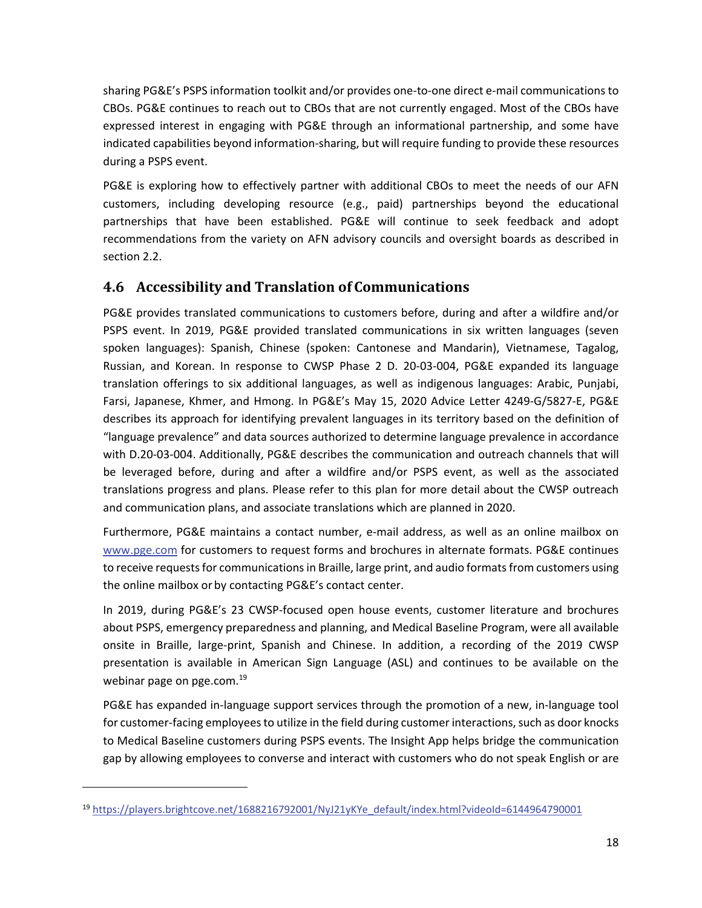sharing PG&E's PSPS information toolkit and/or provides one-to-one direct e-mail communications to CBOs. PG&E continues to reach out to CBOs that are not currently engaged. Most of the CBOs have expressed interest in engaging with PG&E through an informational partnership, and some have indicated capabilities beyond information-sharing, but will require funding to provide these resources during a PSPS event.

PG&E is exploring how to effectively partner with additional CBOs to meet the needs of our AFN customers, including developing resource (e.g., paid) partnerships beyond the educational partnerships that have been established. PG&E will continue to seek feedback and adopt recommendations from the variety on AFN advisory councils and oversight boards as described in section 2.2.

## 4.6 Accessibility and Translation of Communications

PG&E provides translated communications to customers before, during and after a wildfire and/or PSPS event. In 2019, PG&E provided translated communications in six written languages (seven spoken languages): Spanish, Chinese (spoken: Cantonese and Mandarin), Vietnamese, Tagalog, Russian, and Korean. In response to CWSP Phase 2 D. 20-03-004, PG&E expanded its language translation offerings to six additional languages, as well as indigenous languages: Arabic, Punjabi, Farsi, Japanese, Khmer, and Hmong. In PG&E's May 15, 2020 Advice Letter 4249-G/5827-E, PG&E describes its approach for identifying prevalent languages in its territory based on the definition of "language prevalence" and data sources authorized to determine language prevalence in accordance with D.20-03-004. Additionally, PG&E describes the communication and outreach channels that will be leveraged before, during and after a wildfire and/or PSPS event, as well as the associated translations progress and plans. Please refer to this plan for more detail about the CWSP outreach and communication plans, and associate translations which are planned in 2020.

Furthermore, PG&E maintains a contact number, e-mail address, as well as an online mailbox on www.pge.com for customers to request forms and brochures in alternate formats. PG&E continues to receive requests for communications in Braille, large print, and audio formats from customers using the online mailbox or by contacting PG&E's contact center.

In 2019, during PG&E's 23 CWSP-focused open house events, customer literature and brochures about PSPS, emergency preparedness and planning, and Medical Baseline Program, were all available onsite in Braille, large-print, Spanish and Chinese. In addition, a recording of the 2019 CWSP presentation is available in American Sign Language (ASL) and continues to be available on the webinar page on pge.com.[19]

PG&E has expanded in-language support services through the promotion of a new, in-language tool for customer-facing employees to utilize in the field during customer interactions, such as door knocks to Medical Baseline customers during PSPS events. The Insight App helps bridge the communication gap by allowing employees to converse and interact with customers who do not speak English or are

---

[19] https://players.brightcove.net/1688216792001/NyJ21yKYe_default/index.html?videoId=6144964790001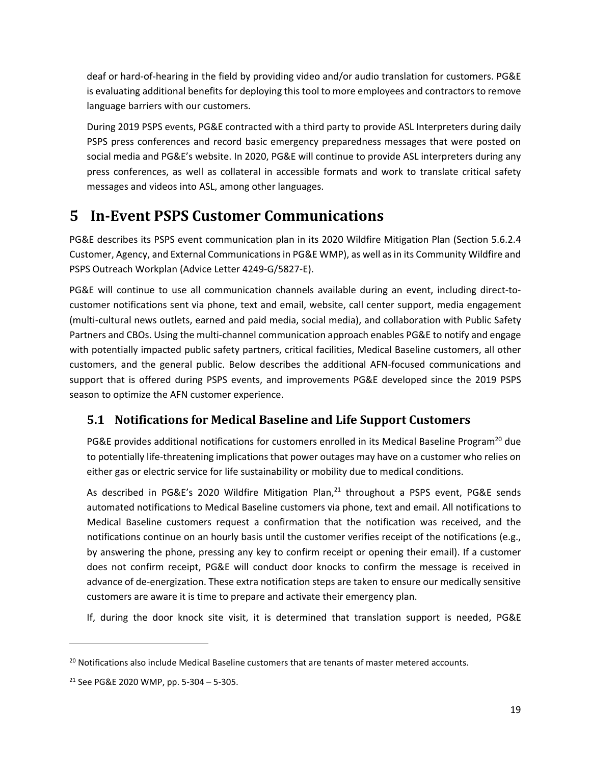deaf or hard-of-hearing in the field by providing video and/or audio translation for customers. PG&E is evaluating additional benefits for deploying this tool to more employees and contractors to remove language barriers with our customers.

During 2019 PSPS events, PG&E contracted with a third party to provide ASL Interpreters during daily PSPS press conferences and record basic emergency preparedness messages that were posted on social media and PG&E's website. In 2020, PG&E will continue to provide ASL interpreters during any press conferences, as well as collateral in accessible formats and work to translate critical safety messages and videos into ASL, among other languages.

# 5 In-Event PSPS Customer Communications

PG&E describes its PSPS event communication plan in its 2020 Wildfire Mitigation Plan (Section 5.6.2.4 Customer, Agency, and External Communications in PG&E WMP), as well as in its Community Wildfire and PSPS Outreach Workplan (Advice Letter 4249-G/5827-E).

PG&E will continue to use all communication channels available during an event, including direct-to-customer notifications sent via phone, text and email, website, call center support, media engagement (multi-cultural news outlets, earned and paid media, social media), and collaboration with Public Safety Partners and CBOs. Using the multi-channel communication approach enables PG&E to notify and engage with potentially impacted public safety partners, critical facilities, Medical Baseline customers, all other customers, and the general public. Below describes the additional AFN-focused communications and support that is offered during PSPS events, and improvements PG&E developed since the 2019 PSPS season to optimize the AFN customer experience.

## 5.1 Notifications for Medical Baseline and Life Support Customers

PG&E provides additional notifications for customers enrolled in its Medical Baseline Program[20] due to potentially life-threatening implications that power outages may have on a customer who relies on either gas or electric service for life sustainability or mobility due to medical conditions.

As described in PG&E's 2020 Wildfire Mitigation Plan,[21] throughout a PSPS event, PG&E sends automated notifications to Medical Baseline customers via phone, text and email. All notifications to Medical Baseline customers request a confirmation that the notification was received, and the notifications continue on an hourly basis until the customer verifies receipt of the notifications (e.g., by answering the phone, pressing any key to confirm receipt or opening their email). If a customer does not confirm receipt, PG&E will conduct door knocks to confirm the message is received in advance of de-energization. These extra notification steps are taken to ensure our medically sensitive customers are aware it is time to prepare and activate their emergency plan.

If, during the door knock site visit, it is determined that translation support is needed, PG&E

---

[20] Notifications also include Medical Baseline customers that are tenants of master metered accounts.

[21] See PG&E 2020 WMP, pp. 5-304 – 5-305.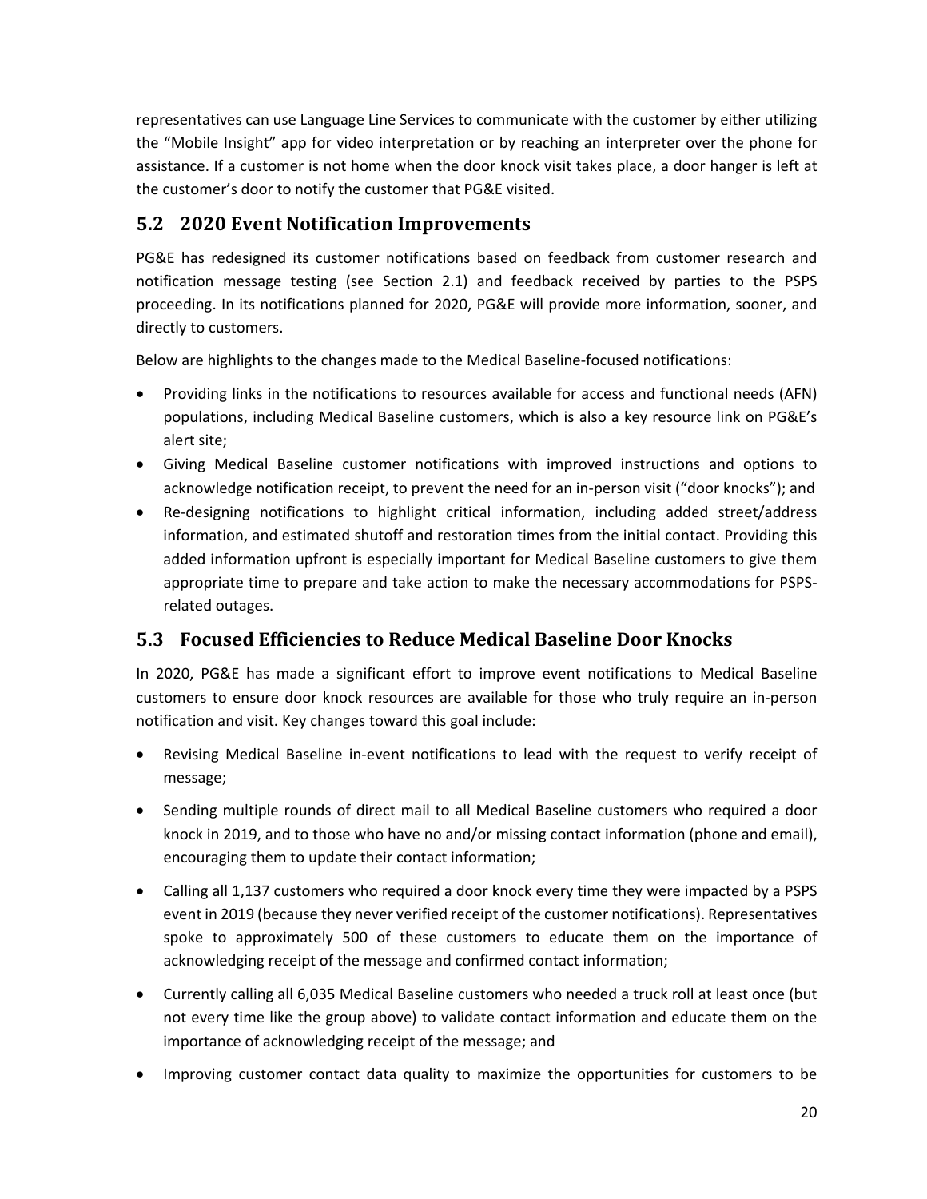representatives can use Language Line Services to communicate with the customer by either utilizing the "Mobile Insight" app for video interpretation or by reaching an interpreter over the phone for assistance. If a customer is not home when the door knock visit takes place, a door hanger is left at the customer's door to notify the customer that PG&E visited.

## 5.2 2020 Event Notification Improvements

PG&E has redesigned its customer notifications based on feedback from customer research and notification message testing (see Section 2.1) and feedback received by parties to the PSPS proceeding. In its notifications planned for 2020, PG&E will provide more information, sooner, and directly to customers.

Below are highlights to the changes made to the Medical Baseline-focused notifications:

- Providing links in the notifications to resources available for access and functional needs (AFN) populations, including Medical Baseline customers, which is also a key resource link on PG&E's alert site;
- Giving Medical Baseline customer notifications with improved instructions and options to acknowledge notification receipt, to prevent the need for an in-person visit ("door knocks"); and
- Re-designing notifications to highlight critical information, including added street/address information, and estimated shutoff and restoration times from the initial contact. Providing this added information upfront is especially important for Medical Baseline customers to give them appropriate time to prepare and take action to make the necessary accommodations for PSPS-related outages.

## 5.3 Focused Efficiencies to Reduce Medical Baseline Door Knocks

In 2020, PG&E has made a significant effort to improve event notifications to Medical Baseline customers to ensure door knock resources are available for those who truly require an in-person notification and visit. Key changes toward this goal include:

- Revising Medical Baseline in-event notifications to lead with the request to verify receipt of message;
- Sending multiple rounds of direct mail to all Medical Baseline customers who required a door knock in 2019, and to those who have no and/or missing contact information (phone and email), encouraging them to update their contact information;
- Calling all 1,137 customers who required a door knock every time they were impacted by a PSPS event in 2019 (because they never verified receipt of the customer notifications). Representatives spoke to approximately 500 of these customers to educate them on the importance of acknowledging receipt of the message and confirmed contact information;
- Currently calling all 6,035 Medical Baseline customers who needed a truck roll at least once (but not every time like the group above) to validate contact information and educate them on the importance of acknowledging receipt of the message; and
- Improving customer contact data quality to maximize the opportunities for customers to be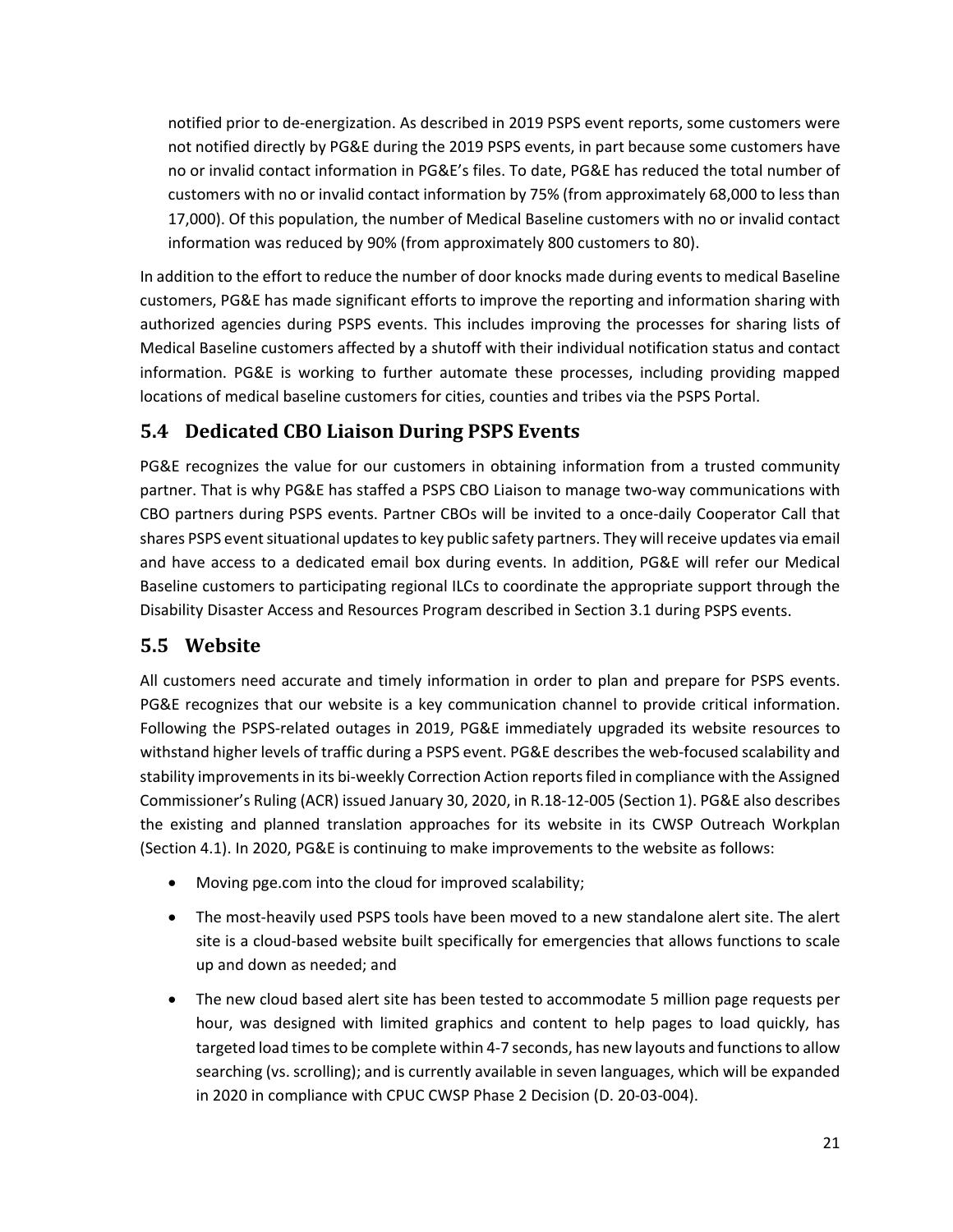notified prior to de-energization. As described in 2019 PSPS event reports, some customers were not notified directly by PG&E during the 2019 PSPS events, in part because some customers have no or invalid contact information in PG&E's files. To date, PG&E has reduced the total number of customers with no or invalid contact information by 75% (from approximately 68,000 to less than 17,000). Of this population, the number of Medical Baseline customers with no or invalid contact information was reduced by 90% (from approximately 800 customers to 80).

In addition to the effort to reduce the number of door knocks made during events to medical Baseline customers, PG&E has made significant efforts to improve the reporting and information sharing with authorized agencies during PSPS events. This includes improving the processes for sharing lists of Medical Baseline customers affected by a shutoff with their individual notification status and contact information. PG&E is working to further automate these processes, including providing mapped locations of medical baseline customers for cities, counties and tribes via the PSPS Portal.

## 5.4 Dedicated CBO Liaison During PSPS Events

PG&E recognizes the value for our customers in obtaining information from a trusted community partner. That is why PG&E has staffed a PSPS CBO Liaison to manage two-way communications with CBO partners during PSPS events. Partner CBOs will be invited to a once-daily Cooperator Call that shares PSPS event situational updates to key public safety partners. They will receive updates via email and have access to a dedicated email box during events. In addition, PG&E will refer our Medical Baseline customers to participating regional ILCs to coordinate the appropriate support through the Disability Disaster Access and Resources Program described in Section 3.1 during PSPS events.

## 5.5 Website

All customers need accurate and timely information in order to plan and prepare for PSPS events. PG&E recognizes that our website is a key communication channel to provide critical information. Following the PSPS-related outages in 2019, PG&E immediately upgraded its website resources to withstand higher levels of traffic during a PSPS event. PG&E describes the web-focused scalability and stability improvements in its bi-weekly Correction Action reports filed in compliance with the Assigned Commissioner's Ruling (ACR) issued January 30, 2020, in R.18-12-005 (Section 1). PG&E also describes the existing and planned translation approaches for its website in its CWSP Outreach Workplan (Section 4.1). In 2020, PG&E is continuing to make improvements to the website as follows:

- Moving pge.com into the cloud for improved scalability;
- The most-heavily used PSPS tools have been moved to a new standalone alert site. The alert site is a cloud-based website built specifically for emergencies that allows functions to scale up and down as needed; and
- The new cloud based alert site has been tested to accommodate 5 million page requests per hour, was designed with limited graphics and content to help pages to load quickly, has targeted load times to be complete within 4-7 seconds, has new layouts and functions to allow searching (vs. scrolling); and is currently available in seven languages, which will be expanded in 2020 in compliance with CPUC CWSP Phase 2 Decision (D. 20-03-004).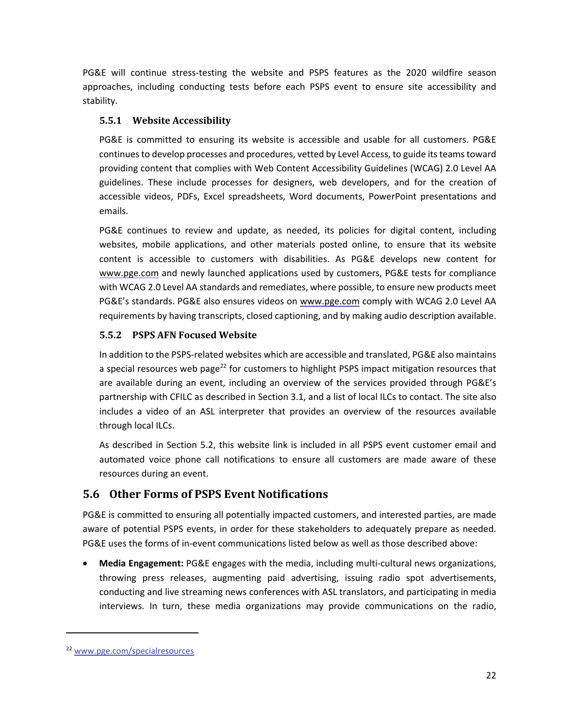PG&E will continue stress-testing the website and PSPS features as the 2020 wildfire season approaches, including conducting tests before each PSPS event to ensure site accessibility and stability.

### 5.5.1 Website Accessibility

PG&E is committed to ensuring its website is accessible and usable for all customers. PG&E continues to develop processes and procedures, vetted by Level Access, to guide its teams toward providing content that complies with Web Content Accessibility Guidelines (WCAG) 2.0 Level AA guidelines. These include processes for designers, web developers, and for the creation of accessible videos, PDFs, Excel spreadsheets, Word documents, PowerPoint presentations and emails.

PG&E continues to review and update, as needed, its policies for digital content, including websites, mobile applications, and other materials posted online, to ensure that its website content is accessible to customers with disabilities. As PG&E develops new content for www.pge.com and newly launched applications used by customers, PG&E tests for compliance with WCAG 2.0 Level AA standards and remediates, where possible, to ensure new products meet PG&E's standards. PG&E also ensures videos on www.pge.com comply with WCAG 2.0 Level AA requirements by having transcripts, closed captioning, and by making audio description available.

### 5.5.2 PSPS AFN Focused Website

In addition to the PSPS-related websites which are accessible and translated, PG&E also maintains a special resources web page[22] for customers to highlight PSPS impact mitigation resources that are available during an event, including an overview of the services provided through PG&E's partnership with CFILC as described in Section 3.1, and a list of local ILCs to contact. The site also includes a video of an ASL interpreter that provides an overview of the resources available through local ILCs.

As described in Section 5.2, this website link is included in all PSPS event customer email and automated voice phone call notifications to ensure all customers are made aware of these resources during an event.

## 5.6 Other Forms of PSPS Event Notifications

PG&E is committed to ensuring all potentially impacted customers, and interested parties, are made aware of potential PSPS events, in order for these stakeholders to adequately prepare as needed. PG&E uses the forms of in-event communications listed below as well as those described above:

- **Media Engagement:** PG&E engages with the media, including multi-cultural news organizations, throwing press releases, augmenting paid advertising, issuing radio spot advertisements, conducting and live streaming news conferences with ASL translators, and participating in media interviews. In turn, these media organizations may provide communications on the radio,

[22] www.pge.com/specialresources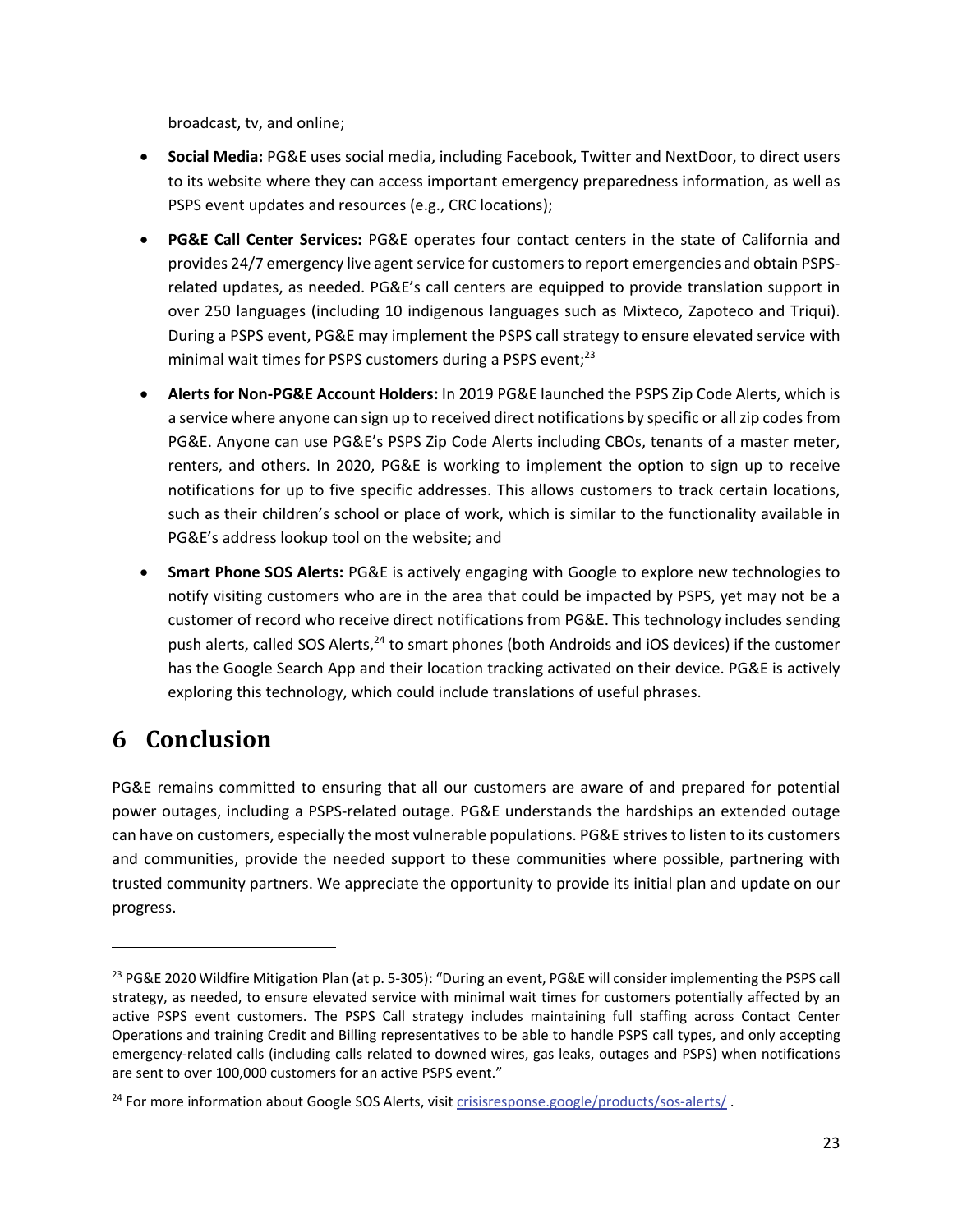broadcast, tv, and online;

- **Social Media:** PG&E uses social media, including Facebook, Twitter and NextDoor, to direct users to its website where they can access important emergency preparedness information, as well as PSPS event updates and resources (e.g., CRC locations);
- **PG&E Call Center Services:** PG&E operates four contact centers in the state of California and provides 24/7 emergency live agent service for customers to report emergencies and obtain PSPS-related updates, as needed. PG&E's call centers are equipped to provide translation support in over 250 languages (including 10 indigenous languages such as Mixteco, Zapoteco and Triqui). During a PSPS event, PG&E may implement the PSPS call strategy to ensure elevated service with minimal wait times for PSPS customers during a PSPS event;[23]
- **Alerts for Non-PG&E Account Holders:** In 2019 PG&E launched the PSPS Zip Code Alerts, which is a service where anyone can sign up to received direct notifications by specific or all zip codes from PG&E. Anyone can use PG&E's PSPS Zip Code Alerts including CBOs, tenants of a master meter, renters, and others. In 2020, PG&E is working to implement the option to sign up to receive notifications for up to five specific addresses. This allows customers to track certain locations, such as their children's school or place of work, which is similar to the functionality available in PG&E's address lookup tool on the website; and
- **Smart Phone SOS Alerts:** PG&E is actively engaging with Google to explore new technologies to notify visiting customers who are in the area that could be impacted by PSPS, yet may not be a customer of record who receive direct notifications from PG&E. This technology includes sending push alerts, called SOS Alerts,[24] to smart phones (both Androids and iOS devices) if the customer has the Google Search App and their location tracking activated on their device. PG&E is actively exploring this technology, which could include translations of useful phrases.

# 6 Conclusion

PG&E remains committed to ensuring that all our customers are aware of and prepared for potential power outages, including a PSPS-related outage. PG&E understands the hardships an extended outage can have on customers, especially the most vulnerable populations. PG&E strives to listen to its customers and communities, provide the needed support to these communities where possible, partnering with trusted community partners. We appreciate the opportunity to provide its initial plan and update on our progress.

---

[23] PG&E 2020 Wildfire Mitigation Plan (at p. 5-305): "During an event, PG&E will consider implementing the PSPS call strategy, as needed, to ensure elevated service with minimal wait times for customers potentially affected by an active PSPS event customers. The PSPS Call strategy includes maintaining full staffing across Contact Center Operations and training Credit and Billing representatives to be able to handle PSPS call types, and only accepting emergency-related calls (including calls related to downed wires, gas leaks, outages and PSPS) when notifications are sent to over 100,000 customers for an active PSPS event."

[24] For more information about Google SOS Alerts, visit crisisresponse.google/products/sos-alerts/ .